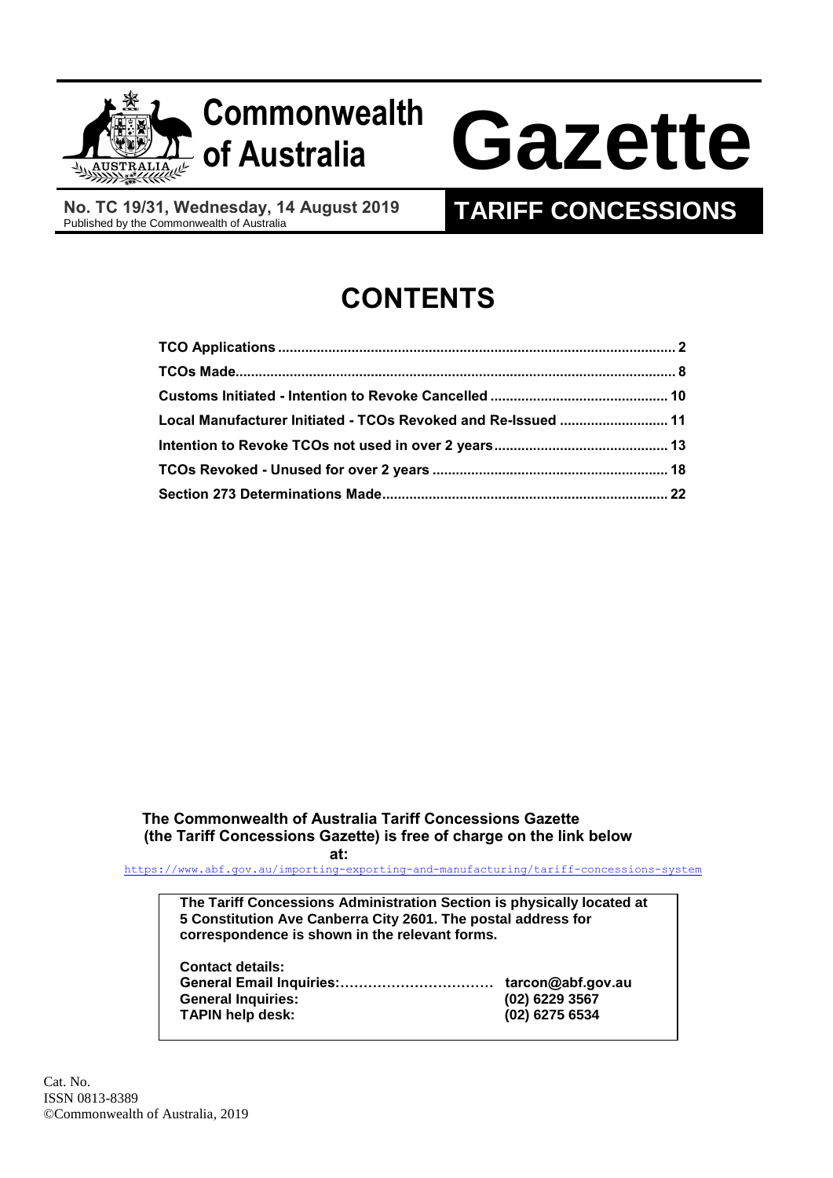# Commonwealth of Australia Gazette

**No. TC 19/31, Wednesday, 14 August 2019**
Published by the Commonwealth of Australia

**TARIFF CONCESSIONS**

# CONTENTS

| | |
|---|---|
| **TCO Applications** | **2** |
| **TCOs Made** | **8** |
| **Customs Initiated - Intention to Revoke Cancelled** | **10** |
| **Local Manufacturer Initiated - TCOs Revoked and Re-Issued** | **11** |
| **Intention to Revoke TCOs not used in over 2 years** | **13** |
| **TCOs Revoked - Unused for over 2 years** | **18** |
| **Section 273 Determinations Made** | **22** |

**The Commonwealth of Australia Tariff Concessions Gazette (the Tariff Concessions Gazette) is free of charge on the link below at:**

https://www.abf.gov.au/importing-exporting-and-manufacturing/tariff-concessions-system

**The Tariff Concessions Administration Section is physically located at 5 Constitution Ave Canberra City 2601. The postal address for correspondence is shown in the relevant forms.**

**Contact details:**

| | |
|---|---|
| **General Email Inquiries:** | **tarcon@abf.gov.au** |
| **General Inquiries:** | **(02) 6229 3567** |
| **TAPIN help desk:** | **(02) 6275 6534** |

Cat. No.
ISSN 0813-8389
©Commonwealth of Australia, 2019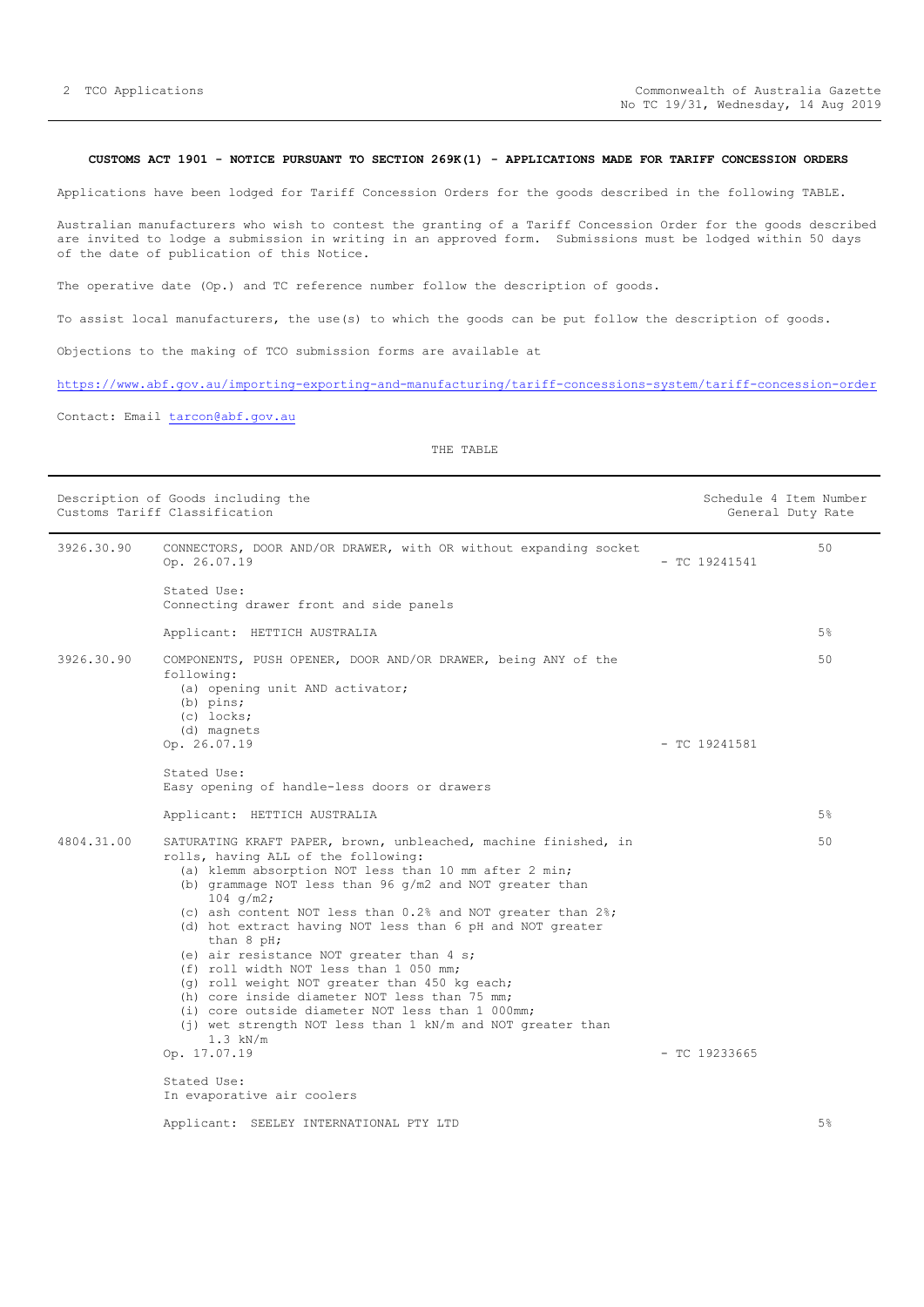**CUSTOMS ACT 1901 - NOTICE PURSUANT TO SECTION 269K(1) - APPLICATIONS MADE FOR TARIFF CONCESSION ORDERS**

Applications have been lodged for Tariff Concession Orders for the goods described in the following TABLE.

Australian manufacturers who wish to contest the granting of a Tariff Concession Order for the goods described are invited to lodge a submission in writing in an approved form. Submissions must be lodged within 50 days of the date of publication of this Notice.

The operative date (Op.) and TC reference number follow the description of goods.

To assist local manufacturers, the use(s) to which the goods can be put follow the description of goods.

Objections to the making of TCO submission forms are available at

https://www.abf.gov.au/importing-exporting-and-manufacturing/tariff-concessions-system/tariff-concession-order

Contact: Email tarcon@abf.gov.au

THE TABLE

| | Description of Goods including the Customs Tariff Classification | | Schedule 4 Item Number General Duty Rate |
|---|---|---|---|
| 3926.30.90 | CONNECTORS, DOOR AND/OR DRAWER, with OR without expanding socket<br>Op. 26.07.19 | - TC 19241541 | 50 |
| | Stated Use:<br>Connecting drawer front and side panels | | |
| | Applicant: HETTICH AUSTRALIA | | 5% |
| 3926.30.90 | COMPONENTS, PUSH OPENER, DOOR AND/OR DRAWER, being ANY of the following:<br>(a) opening unit AND activator;<br>(b) pins;<br>(c) locks;<br>(d) magnets<br>Op. 26.07.19 | - TC 19241581 | 50 |
| | Stated Use:<br>Easy opening of handle-less doors or drawers | | |
| | Applicant: HETTICH AUSTRALIA | | 5% |
| 4804.31.00 | SATURATING KRAFT PAPER, brown, unbleached, machine finished, in rolls, having ALL of the following:<br>(a) klemm absorption NOT less than 10 mm after 2 min;<br>(b) grammage NOT less than 96 g/m2 and NOT greater than 104 g/m2;<br>(c) ash content NOT less than 0.2% and NOT greater than 2%;<br>(d) hot extract having NOT less than 6 pH and NOT greater than 8 pH;<br>(e) air resistance NOT greater than 4 s;<br>(f) roll width NOT less than 1 050 mm;<br>(g) roll weight NOT greater than 450 kg each;<br>(h) core inside diameter NOT less than 75 mm;<br>(i) core outside diameter NOT less than 1 000mm;<br>(j) wet strength NOT less than 1 kN/m and NOT greater than 1.3 kN/m<br>Op. 17.07.19 | - TC 19233665 | 50 |
| | Stated Use:<br>In evaporative air coolers | | |
| | Applicant: SEELEY INTERNATIONAL PTY LTD | | 5% |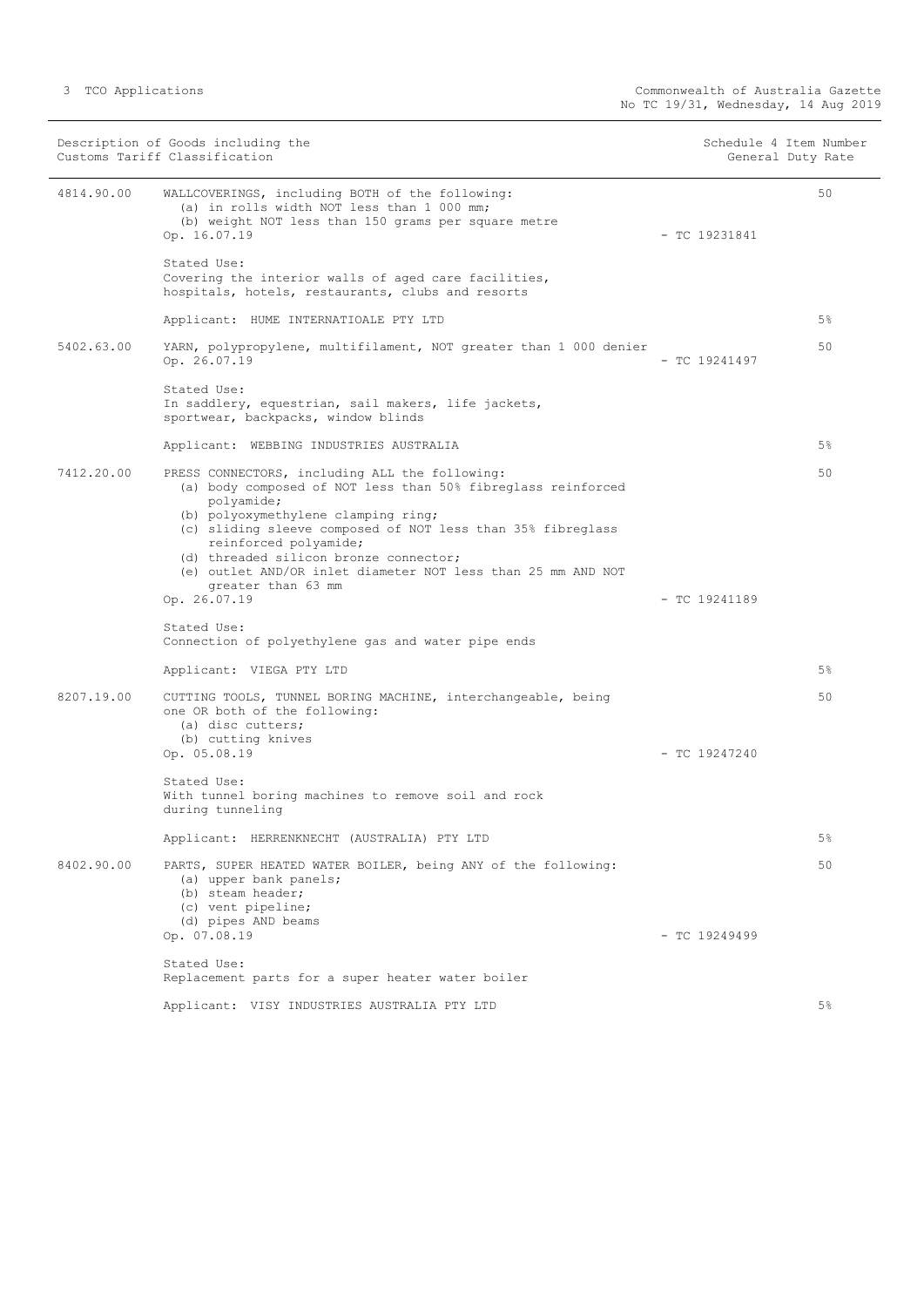| Description of Goods including the Customs Tariff Classification | | Schedule 4 Item Number | General Duty Rate |
|---|---|---|---|
| 4814.90.00 | WALLCOVERINGS, including BOTH of the following:<br>(a) in rolls width NOT less than 1 000 mm;<br>(b) weight NOT less than 150 grams per square metre<br>Op. 16.07.19<br><br>Stated Use:<br>Covering the interior walls of aged care facilities, hospitals, hotels, restaurants, clubs and resorts<br><br>Applicant: HUME INTERNATIOALE PTY LTD | - TC 19231841 | 50<br><br>5% |
| 5402.63.00 | YARN, polypropylene, multifilament, NOT greater than 1 000 denier<br>Op. 26.07.19<br><br>Stated Use:<br>In saddlery, equestrian, sail makers, life jackets, sportwear, backpacks, window blinds<br><br>Applicant: WEBBING INDUSTRIES AUSTRALIA | - TC 19241497 | 50<br><br>5% |
| 7412.20.00 | PRESS CONNECTORS, including ALL the following:<br>(a) body composed of NOT less than 50% fibreglass reinforced polyamide;<br>(b) polyoxymethylene clamping ring;<br>(c) sliding sleeve composed of NOT less than 35% fibreglass reinforced polyamide;<br>(d) threaded silicon bronze connector;<br>(e) outlet AND/OR inlet diameter NOT less than 25 mm AND NOT greater than 63 mm<br>Op. 26.07.19<br><br>Stated Use:<br>Connection of polyethylene gas and water pipe ends<br><br>Applicant: VIEGA PTY LTD | - TC 19241189 | 50<br><br>5% |
| 8207.19.00 | CUTTING TOOLS, TUNNEL BORING MACHINE, interchangeable, being one OR both of the following:<br>(a) disc cutters;<br>(b) cutting knives<br>Op. 05.08.19<br><br>Stated Use:<br>With tunnel boring machines to remove soil and rock during tunneling<br><br>Applicant: HERRENKNECHT (AUSTRALIA) PTY LTD | - TC 19247240 | 50<br><br>5% |
| 8402.90.00 | PARTS, SUPER HEATED WATER BOILER, being ANY of the following:<br>(a) upper bank panels;<br>(b) steam header;<br>(c) vent pipeline;<br>(d) pipes AND beams<br>Op. 07.08.19<br><br>Stated Use:<br>Replacement parts for a super heater water boiler<br><br>Applicant: VISY INDUSTRIES AUSTRALIA PTY LTD | - TC 19249499 | 50<br><br>5% |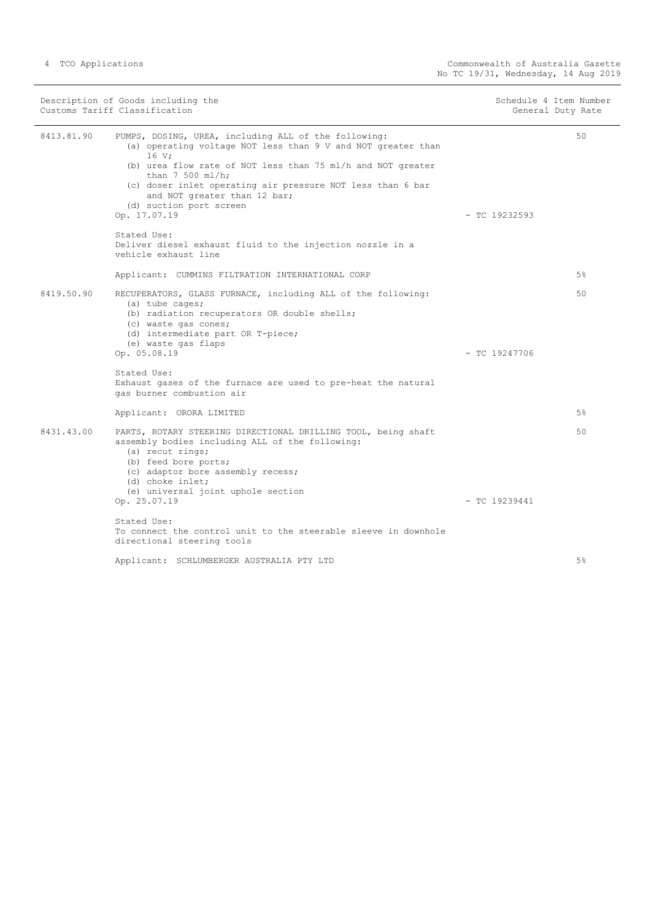| Description of Goods including the Customs Tariff Classification | | Schedule 4 Item Number | General Duty Rate |
|---|---|---|---|
| 8413.81.90 | PUMPS, DOSING, UREA, including ALL of the following:<br>(a) operating voltage NOT less than 9 V and NOT greater than 16 V;<br>(b) urea flow rate of NOT less than 75 ml/h and NOT greater than 7 500 ml/h;<br>(c) doser inlet operating air pressure NOT less than 6 bar and NOT greater than 12 bar;<br>(d) suction port screen<br>Op. 17.07.19<br><br>Stated Use:<br>Deliver diesel exhaust fluid to the injection nozzle in a vehicle exhaust line<br><br>Applicant: CUMMINS FILTRATION INTERNATIONAL CORP | 50<br>- TC 19232593 | 5% |
| 8419.50.90 | RECUPERATORS, GLASS FURNACE, including ALL of the following:<br>(a) tube cages;<br>(b) radiation recuperators OR double shells;<br>(c) waste gas cones;<br>(d) intermediate part OR T-piece;<br>(e) waste gas flaps<br>Op. 05.08.19<br><br>Stated Use:<br>Exhaust gases of the furnace are used to pre-heat the natural gas burner combustion air<br><br>Applicant: ORORA LIMITED | 50<br>- TC 19247706 | 5% |
| 8431.43.00 | PARTS, ROTARY STEERING DIRECTIONAL DRILLING TOOL, being shaft assembly bodies including ALL of the following:<br>(a) recut rings;<br>(b) feed bore ports;<br>(c) adaptor bore assembly recess;<br>(d) choke inlet;<br>(e) universal joint uphole section<br>Op. 25.07.19<br><br>Stated Use:<br>To connect the control unit to the steerable sleeve in downhole directional steering tools<br><br>Applicant: SCHLUMBERGER AUSTRALIA PTY LTD | 50<br>- TC 19239441 | 5% |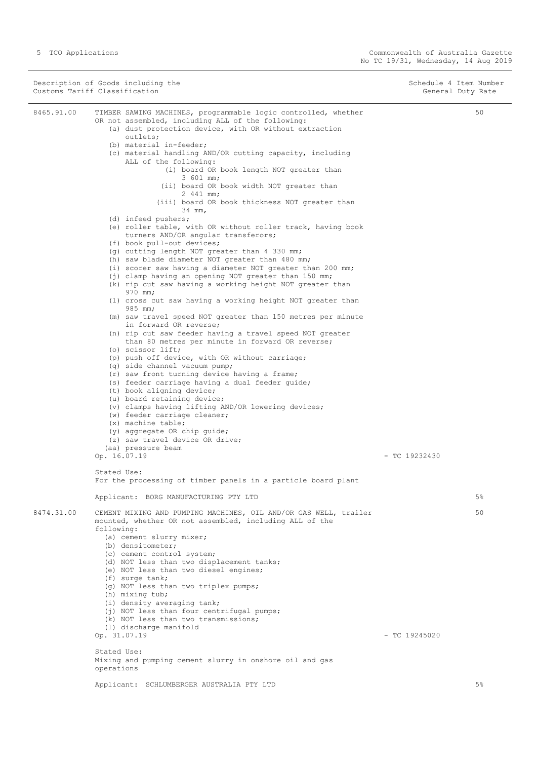| Description of Goods including the Customs Tariff Classification | | Schedule 4 Item Number General Duty Rate |
|---|---|---|
| 8465.91.00 | TIMBER SAWING MACHINES, programmable logic controlled, whether OR not assembled, including ALL of the following:<br>(a) dust protection device, with OR without extraction outlets;<br>(b) material in-feeder;<br>(c) material handling AND/OR cutting capacity, including ALL of the following:<br>(i) board OR book length NOT greater than 3 601 mm;<br>(ii) board OR book width NOT greater than 2 441 mm;<br>(iii) board OR book thickness NOT greater than 34 mm,<br>(d) infeed pushers;<br>(e) roller table, with OR without roller track, having book turners AND/OR angular transferors;<br>(f) book pull-out devices;<br>(g) cutting length NOT greater than 4 330 mm;<br>(h) saw blade diameter NOT greater than 480 mm;<br>(i) scorer saw having a diameter NOT greater than 200 mm;<br>(j) clamp having an opening NOT greater than 150 mm;<br>(k) rip cut saw having a working height NOT greater than 970 mm;<br>(l) cross cut saw having a working height NOT greater than 985 mm;<br>(m) saw travel speed NOT greater than 150 metres per minute in forward OR reverse;<br>(n) rip cut saw feeder having a travel speed NOT greater than 80 metres per minute in forward OR reverse;<br>(o) scissor lift;<br>(p) push off device, with OR without carriage;<br>(q) side channel vacuum pump;<br>(r) saw front turning device having a frame;<br>(s) feeder carriage having a dual feeder guide;<br>(t) book aligning device;<br>(u) board retaining device;<br>(v) clamps having lifting AND/OR lowering devices;<br>(w) feeder carriage cleaner;<br>(x) machine table;<br>(y) aggregate OR chip guide;<br>(z) saw travel device OR drive;<br>(aa) pressure beam<br>Op. 16.07.19 - TC 19232430<br><br>Stated Use:<br>For the processing of timber panels in a particle board plant<br><br>Applicant: BORG MANUFACTURING PTY LTD | 50<br><br>5% |
| 8474.31.00 | CEMENT MIXING AND PUMPING MACHINES, OIL AND/OR GAS WELL, trailer mounted, whether OR not assembled, including ALL of the following:<br>(a) cement slurry mixer;<br>(b) densitometer;<br>(c) cement control system;<br>(d) NOT less than two displacement tanks;<br>(e) NOT less than two diesel engines;<br>(f) surge tank;<br>(g) NOT less than two triplex pumps;<br>(h) mixing tub;<br>(i) density averaging tank;<br>(j) NOT less than four centrifugal pumps;<br>(k) NOT less than two transmissions;<br>(l) discharge manifold<br>Op. 31.07.19 - TC 19245020<br><br>Stated Use:<br>Mixing and pumping cement slurry in onshore oil and gas operations<br><br>Applicant: SCHLUMBERGER AUSTRALIA PTY LTD | 50<br><br>5% |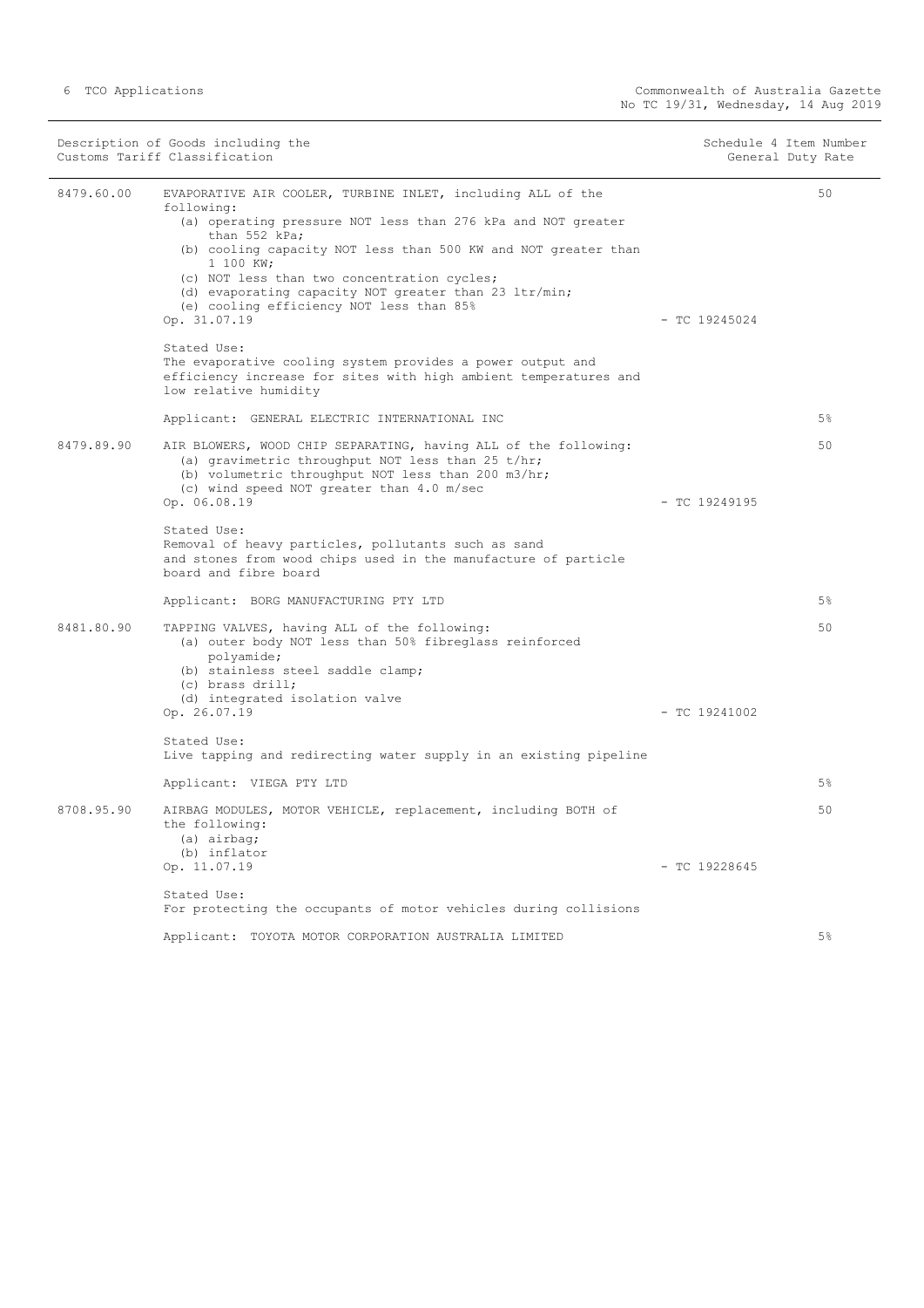| Description of Goods including the Customs Tariff Classification | | Schedule 4 Item Number | General Duty Rate |
|---|---|---|---|
| 8479.60.00 | EVAPORATIVE AIR COOLER, TURBINE INLET, including ALL of the following:<br>(a) operating pressure NOT less than 276 kPa and NOT greater than 552 kPa;<br>(b) cooling capacity NOT less than 500 KW and NOT greater than 1 100 KW;<br>(c) NOT less than two concentration cycles;<br>(d) evaporating capacity NOT greater than 23 ltr/min;<br>(e) cooling efficiency NOT less than 85%<br>Op. 31.07.19 | - TC 19245024 | 50 |
| | Stated Use:<br>The evaporative cooling system provides a power output and efficiency increase for sites with high ambient temperatures and low relative humidity | | |
| | Applicant: GENERAL ELECTRIC INTERNATIONAL INC | | 5% |
| 8479.89.90 | AIR BLOWERS, WOOD CHIP SEPARATING, having ALL of the following:<br>(a) gravimetric throughput NOT less than 25 t/hr;<br>(b) volumetric throughput NOT less than 200 m3/hr;<br>(c) wind speed NOT greater than 4.0 m/sec<br>Op. 06.08.19 | - TC 19249195 | 50 |
| | Stated Use:<br>Removal of heavy particles, pollutants such as sand and stones from wood chips used in the manufacture of particle board and fibre board | | |
| | Applicant: BORG MANUFACTURING PTY LTD | | 5% |
| 8481.80.90 | TAPPING VALVES, having ALL of the following:<br>(a) outer body NOT less than 50% fibreglass reinforced polyamide;<br>(b) stainless steel saddle clamp;<br>(c) brass drill;<br>(d) integrated isolation valve<br>Op. 26.07.19 | - TC 19241002 | 50 |
| | Stated Use:<br>Live tapping and redirecting water supply in an existing pipeline | | |
| | Applicant: VIEGA PTY LTD | | 5% |
| 8708.95.90 | AIRBAG MODULES, MOTOR VEHICLE, replacement, including BOTH of the following:<br>(a) airbag;<br>(b) inflator<br>Op. 11.07.19 | - TC 19228645 | 50 |
| | Stated Use:<br>For protecting the occupants of motor vehicles during collisions | | |
| | Applicant: TOYOTA MOTOR CORPORATION AUSTRALIA LIMITED | | 5% |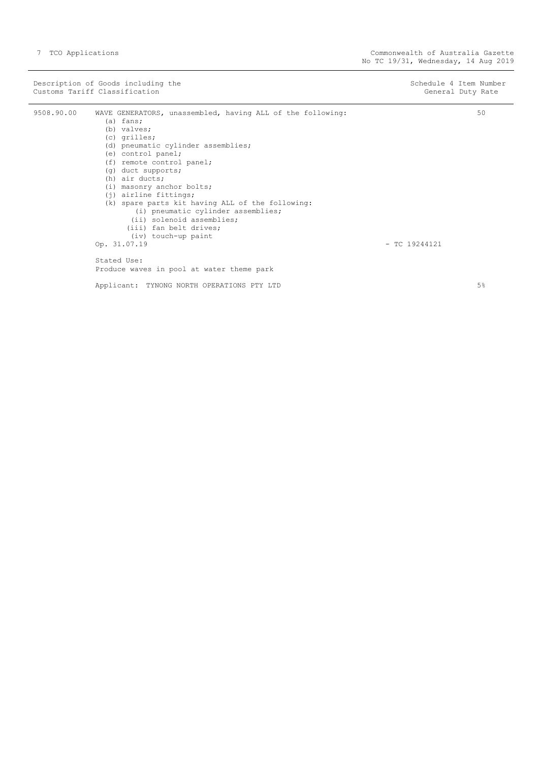| Description of Goods including the Customs Tariff Classification | | Schedule 4 Item Number General Duty Rate |
|---|---|---|
| 9508.90.00 | WAVE GENERATORS, unassembled, having ALL of the following:<br>(a) fans;<br>(b) valves;<br>(c) grilles;<br>(d) pneumatic cylinder assemblies;<br>(e) control panel;<br>(f) remote control panel;<br>(g) duct supports;<br>(h) air ducts;<br>(i) masonry anchor bolts;<br>(j) airline fittings;<br>(k) spare parts kit having ALL of the following:<br>(i) pneumatic cylinder assemblies;<br>(ii) solenoid assemblies;<br>(iii) fan belt drives;<br>(iv) touch-up paint<br>Op. 31.07.19 - TC 19244121<br><br>Stated Use:<br>Produce waves in pool at water theme park<br><br>Applicant: TYNONG NORTH OPERATIONS PTY LTD | 50<br><br><br><br><br><br><br><br><br><br><br><br><br><br><br><br><br><br><br><br><br>5% |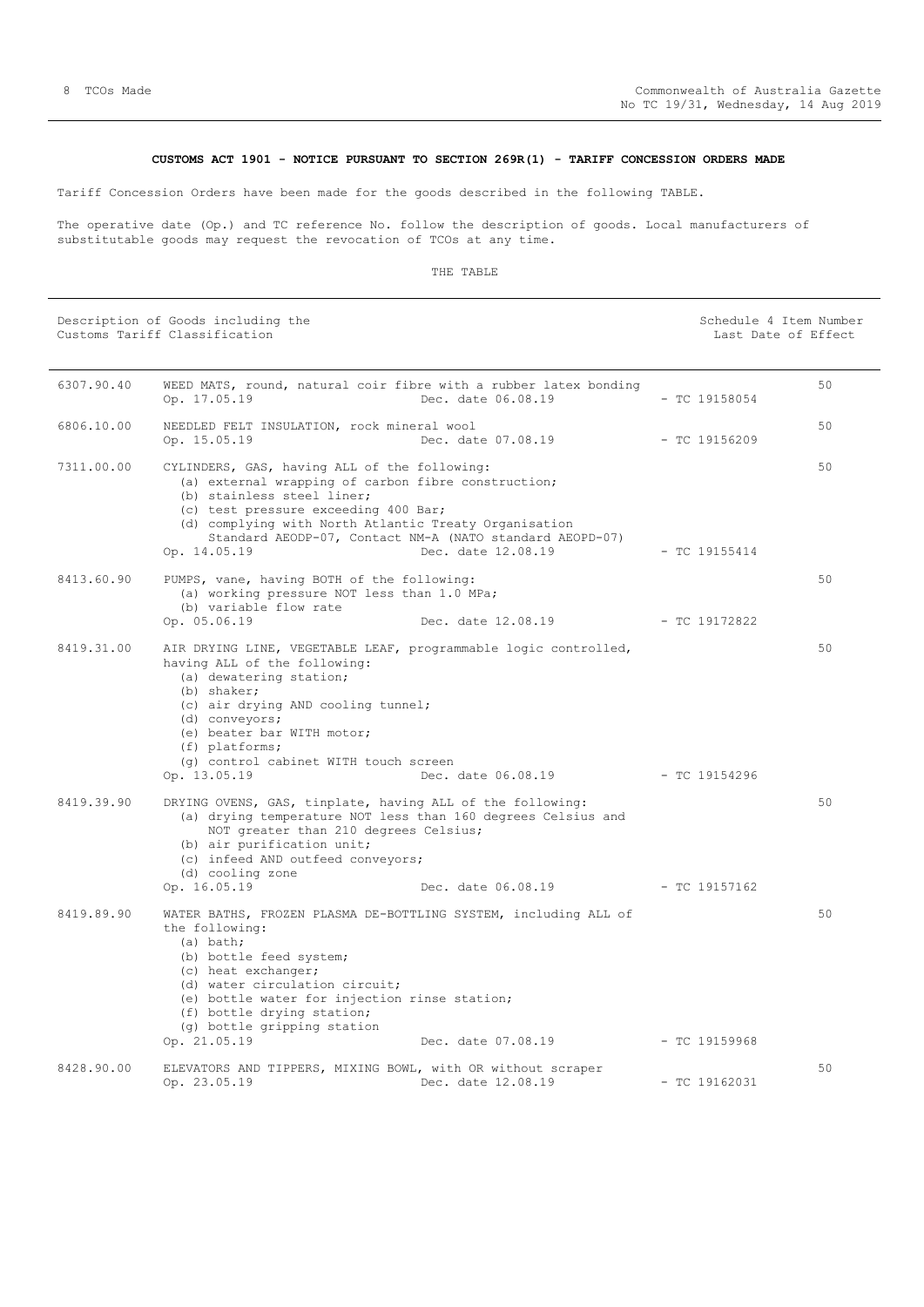## CUSTOMS ACT 1901 - NOTICE PURSUANT TO SECTION 269R(1) - TARIFF CONCESSION ORDERS MADE

Tariff Concession Orders have been made for the goods described in the following TABLE.

The operative date (Op.) and TC reference No. follow the description of goods. Local manufacturers of substitutable goods may request the revocation of TCOs at any time.

THE TABLE

| Description of Goods including the Customs Tariff Classification | | | | Schedule 4 Item Number Last Date of Effect |
|---|---|---|---|---|
| 6307.90.40 | WEED MATS, round, natural coir fibre with a rubber latex bonding<br>Op. 17.05.19 | Dec. date 06.08.19 | - TC 19158054 | 50 |
| 6806.10.00 | NEEDLED FELT INSULATION, rock mineral wool<br>Op. 15.05.19 | Dec. date 07.08.19 | - TC 19156209 | 50 |
| 7311.00.00 | CYLINDERS, GAS, having ALL of the following:<br>(a) external wrapping of carbon fibre construction;<br>(b) stainless steel liner;<br>(c) test pressure exceeding 400 Bar;<br>(d) complying with North Atlantic Treaty Organisation Standard AEODP-07, Contact NM-A (NATO standard AEOPD-07)<br>Op. 14.05.19 | Dec. date 12.08.19 | - TC 19155414 | 50 |
| 8413.60.90 | PUMPS, vane, having BOTH of the following:<br>(a) working pressure NOT less than 1.0 MPa;<br>(b) variable flow rate<br>Op. 05.06.19 | Dec. date 12.08.19 | - TC 19172822 | 50 |
| 8419.31.00 | AIR DRYING LINE, VEGETABLE LEAF, programmable logic controlled, having ALL of the following:<br>(a) dewatering station;<br>(b) shaker;<br>(c) air drying AND cooling tunnel;<br>(d) conveyors;<br>(e) beater bar WITH motor;<br>(f) platforms;<br>(g) control cabinet WITH touch screen<br>Op. 13.05.19 | Dec. date 06.08.19 | - TC 19154296 | 50 |
| 8419.39.90 | DRYING OVENS, GAS, tinplate, having ALL of the following:<br>(a) drying temperature NOT less than 160 degrees Celsius and NOT greater than 210 degrees Celsius;<br>(b) air purification unit;<br>(c) infeed AND outfeed conveyors;<br>(d) cooling zone<br>Op. 16.05.19 | Dec. date 06.08.19 | - TC 19157162 | 50 |
| 8419.89.90 | WATER BATHS, FROZEN PLASMA DE-BOTTLING SYSTEM, including ALL of the following:<br>(a) bath;<br>(b) bottle feed system;<br>(c) heat exchanger;<br>(d) water circulation circuit;<br>(e) bottle water for injection rinse station;<br>(f) bottle drying station;<br>(g) bottle gripping station<br>Op. 21.05.19 | Dec. date 07.08.19 | - TC 19159968 | 50 |
| 8428.90.00 | ELEVATORS AND TIPPERS, MIXING BOWL, with OR without scraper<br>Op. 23.05.19 | Dec. date 12.08.19 | - TC 19162031 | 50 |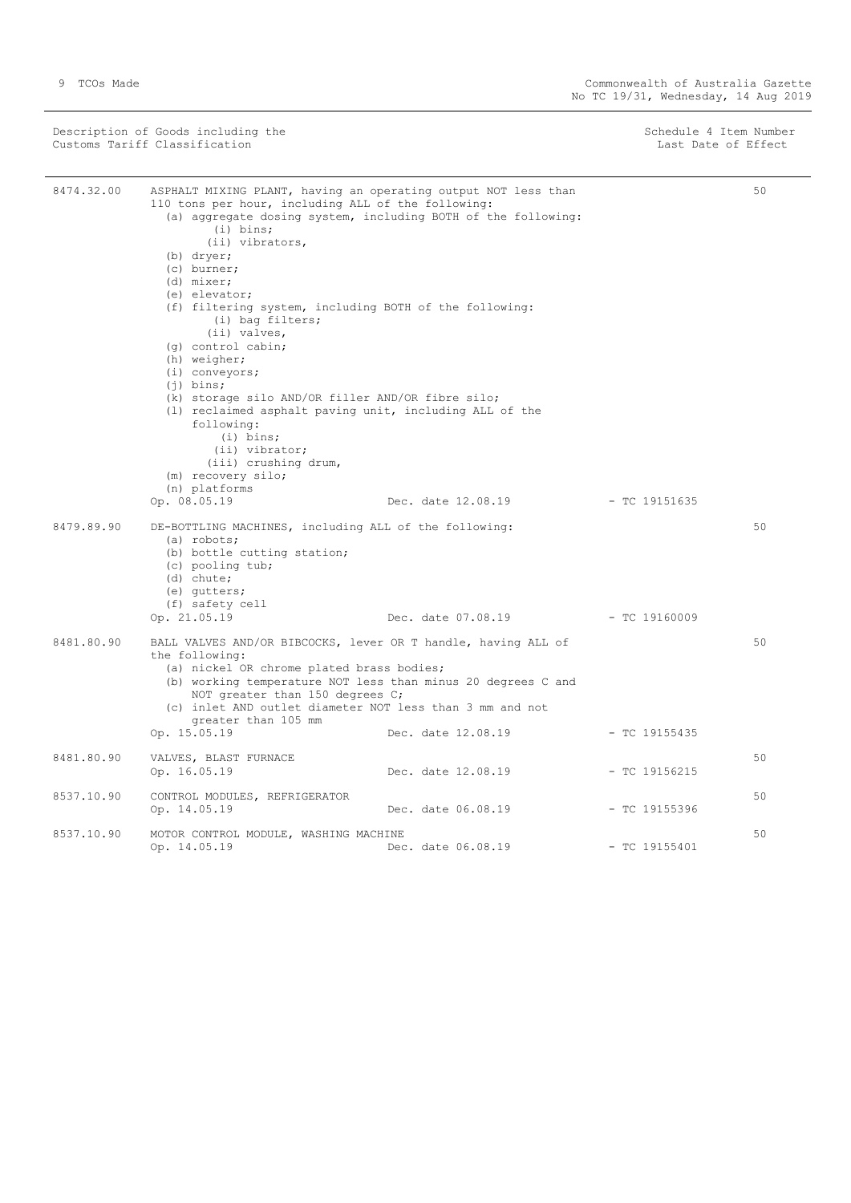| Description of Goods including the Customs Tariff Classification | | | | Schedule 4 Item Number / Last Date of Effect |
|---|---|---|---|---|
| 8474.32.00 | ASPHALT MIXING PLANT, having an operating output NOT less than 110 tons per hour, including ALL of the following:<br>(a) aggregate dosing system, including BOTH of the following:<br>(i) bins;<br>(ii) vibrators,<br>(b) dryer;<br>(c) burner;<br>(d) mixer;<br>(e) elevator;<br>(f) filtering system, including BOTH of the following:<br>(i) bag filters;<br>(ii) valves,<br>(g) control cabin;<br>(h) weigher;<br>(i) conveyors;<br>(j) bins;<br>(k) storage silo AND/OR filler AND/OR fibre silo;<br>(l) reclaimed asphalt paving unit, including ALL of the following:<br>(i) bins;<br>(ii) vibrator;<br>(iii) crushing drum,<br>(m) recovery silo;<br>(n) platforms<br>Op. 08.05.19 | Dec. date 12.08.19 | - TC 19151635 | 50 |
| 8479.89.90 | DE-BOTTLING MACHINES, including ALL of the following:<br>(a) robots;<br>(b) bottle cutting station;<br>(c) pooling tub;<br>(d) chute;<br>(e) gutters;<br>(f) safety cell<br>Op. 21.05.19 | Dec. date 07.08.19 | - TC 19160009 | 50 |
| 8481.80.90 | BALL VALVES AND/OR BIBCOCKS, lever OR T handle, having ALL of the following:<br>(a) nickel OR chrome plated brass bodies;<br>(b) working temperature NOT less than minus 20 degrees C and NOT greater than 150 degrees C;<br>(c) inlet AND outlet diameter NOT less than 3 mm and not greater than 105 mm<br>Op. 15.05.19 | Dec. date 12.08.19 | - TC 19155435 | 50 |
| 8481.80.90 | VALVES, BLAST FURNACE<br>Op. 16.05.19 | Dec. date 12.08.19 | - TC 19156215 | 50 |
| 8537.10.90 | CONTROL MODULES, REFRIGERATOR<br>Op. 14.05.19 | Dec. date 06.08.19 | - TC 19155396 | 50 |
| 8537.10.90 | MOTOR CONTROL MODULE, WASHING MACHINE<br>Op. 14.05.19 | Dec. date 06.08.19 | - TC 19155401 | 50 |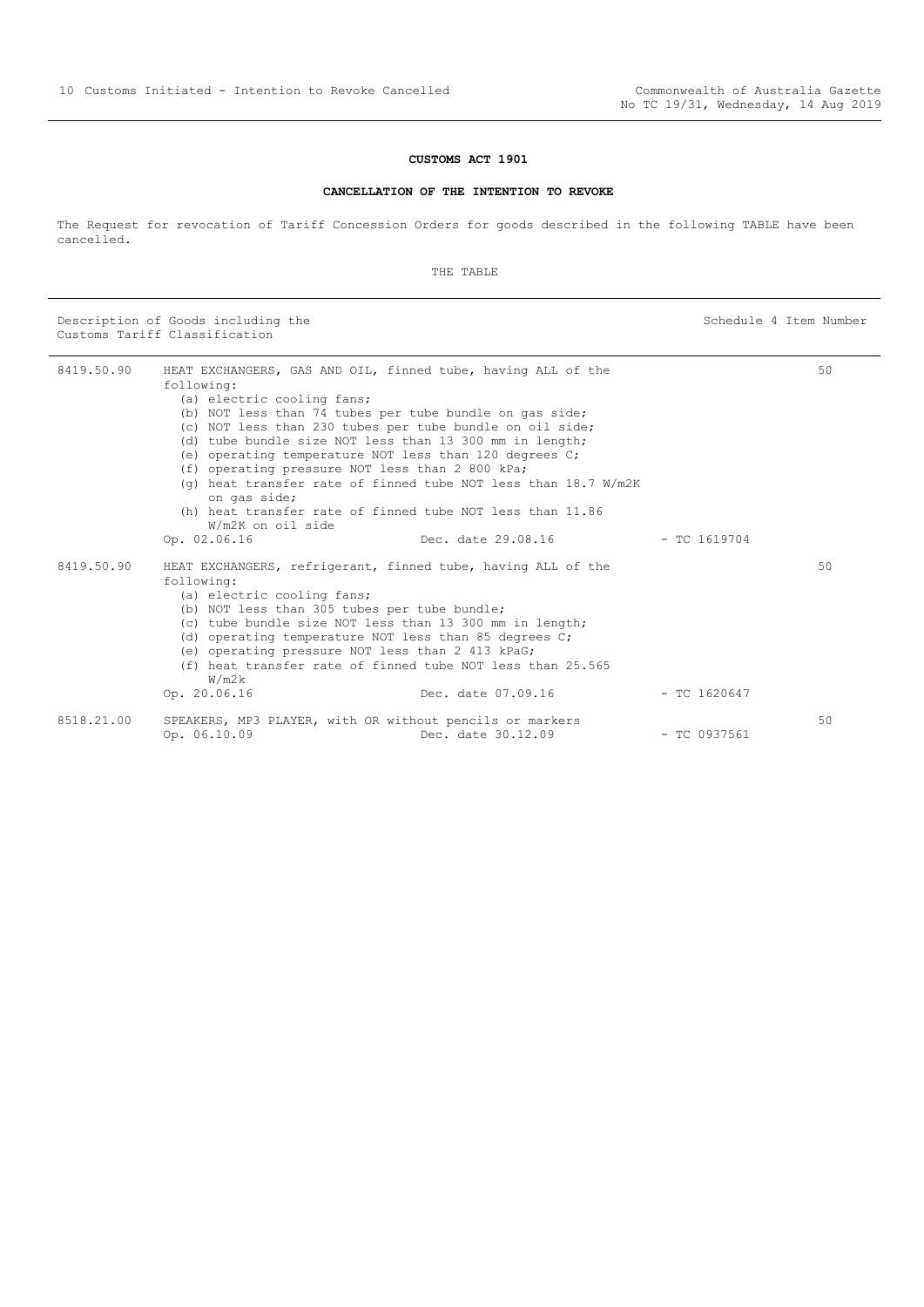**CUSTOMS ACT 1901**

**CANCELLATION OF THE INTENTION TO REVOKE**

The Request for revocation of Tariff Concession Orders for goods described in the following TABLE have been cancelled.

THE TABLE

| Description of Goods including the Customs Tariff Classification | | Schedule 4 Item Number |
|---|---|---|
| 8419.50.90 | HEAT EXCHANGERS, GAS AND OIL, finned tube, having ALL of the following:<br>(a) electric cooling fans;<br>(b) NOT less than 74 tubes per tube bundle on gas side;<br>(c) NOT less than 230 tubes per tube bundle on oil side;<br>(d) tube bundle size NOT less than 13 300 mm in length;<br>(e) operating temperature NOT less than 120 degrees C;<br>(f) operating pressure NOT less than 2 800 kPa;<br>(g) heat transfer rate of finned tube NOT less than 18.7 W/m2K on gas side;<br>(h) heat transfer rate of finned tube NOT less than 11.86 W/m2K on oil side<br>Op. 02.06.16 Dec. date 29.08.16 - TC 1619704 | 50 |
| 8419.50.90 | HEAT EXCHANGERS, refrigerant, finned tube, having ALL of the following:<br>(a) electric cooling fans;<br>(b) NOT less than 305 tubes per tube bundle;<br>(c) tube bundle size NOT less than 13 300 mm in length;<br>(d) operating temperature NOT less than 85 degrees C;<br>(e) operating pressure NOT less than 2 413 kPaG;<br>(f) heat transfer rate of finned tube NOT less than 25.565 W/m2k<br>Op. 20.06.16 Dec. date 07.09.16 - TC 1620647 | 50 |
| 8518.21.00 | SPEAKERS, MP3 PLAYER, with OR without pencils or markers<br>Op. 06.10.09 Dec. date 30.12.09 - TC 0937561 | 50 |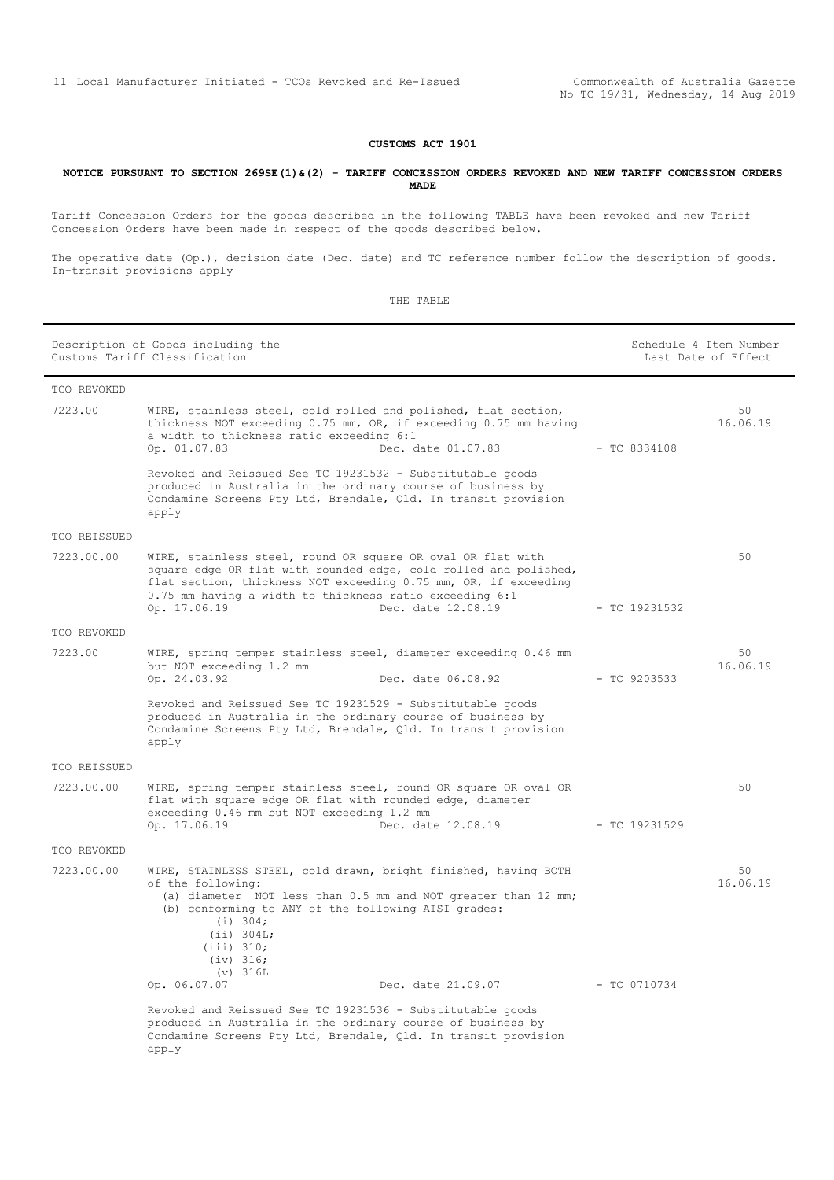**CUSTOMS ACT 1901**

**NOTICE PURSUANT TO SECTION 269SE(1)&(2) - TARIFF CONCESSION ORDERS REVOKED AND NEW TARIFF CONCESSION ORDERS MADE**

Tariff Concession Orders for the goods described in the following TABLE have been revoked and new Tariff Concession Orders have been made in respect of the goods described below.

The operative date (Op.), decision date (Dec. date) and TC reference number follow the description of goods. In-transit provisions apply

THE TABLE

| Description of Goods including the Customs Tariff Classification | | | | Schedule 4 Item Number Last Date of Effect |
|---|---|---|---|---|
| TCO REVOKED | | | | |
| 7223.00 | WIRE, stainless steel, cold rolled and polished, flat section, thickness NOT exceeding 0.75 mm, OR, if exceeding 0.75 mm having a width to thickness ratio exceeding 6:1<br>Op. 01.07.83 | Dec. date 01.07.83 | - TC 8334108 | 50<br>16.06.19 |
| | Revoked and Reissued See TC 19231532 - Substitutable goods produced in Australia in the ordinary course of business by Condamine Screens Pty Ltd, Brendale, Qld. In transit provision apply | | | |
| TCO REISSUED | | | | |
| 7223.00.00 | WIRE, stainless steel, round OR square OR oval OR flat with square edge OR flat with rounded edge, cold rolled and polished, flat section, thickness NOT exceeding 0.75 mm, OR, if exceeding 0.75 mm having a width to thickness ratio exceeding 6:1<br>Op. 17.06.19 | Dec. date 12.08.19 | - TC 19231532 | 50 |
| TCO REVOKED | | | | |
| 7223.00 | WIRE, spring temper stainless steel, diameter exceeding 0.46 mm but NOT exceeding 1.2 mm<br>Op. 24.03.92 | Dec. date 06.08.92 | - TC 9203533 | 50<br>16.06.19 |
| | Revoked and Reissued See TC 19231529 - Substitutable goods produced in Australia in the ordinary course of business by Condamine Screens Pty Ltd, Brendale, Qld. In transit provision apply | | | |
| TCO REISSUED | | | | |
| 7223.00.00 | WIRE, spring temper stainless steel, round OR square OR oval OR flat with square edge OR flat with rounded edge, diameter exceeding 0.46 mm but NOT exceeding 1.2 mm<br>Op. 17.06.19 | Dec. date 12.08.19 | - TC 19231529 | 50 |
| TCO REVOKED | | | | |
| 7223.00.00 | WIRE, STAINLESS STEEL, cold drawn, bright finished, having BOTH of the following:<br>(a) diameter NOT less than 0.5 mm and NOT greater than 12 mm;<br>(b) conforming to ANY of the following AISI grades:<br>(i) 304;<br>(ii) 304L;<br>(iii) 310;<br>(iv) 316;<br>(v) 316L<br>Op. 06.07.07 | Dec. date 21.09.07 | - TC 0710734 | 50<br>16.06.19 |
| | Revoked and Reissued See TC 19231536 - Substitutable goods produced in Australia in the ordinary course of business by Condamine Screens Pty Ltd, Brendale, Qld. In transit provision apply | | | |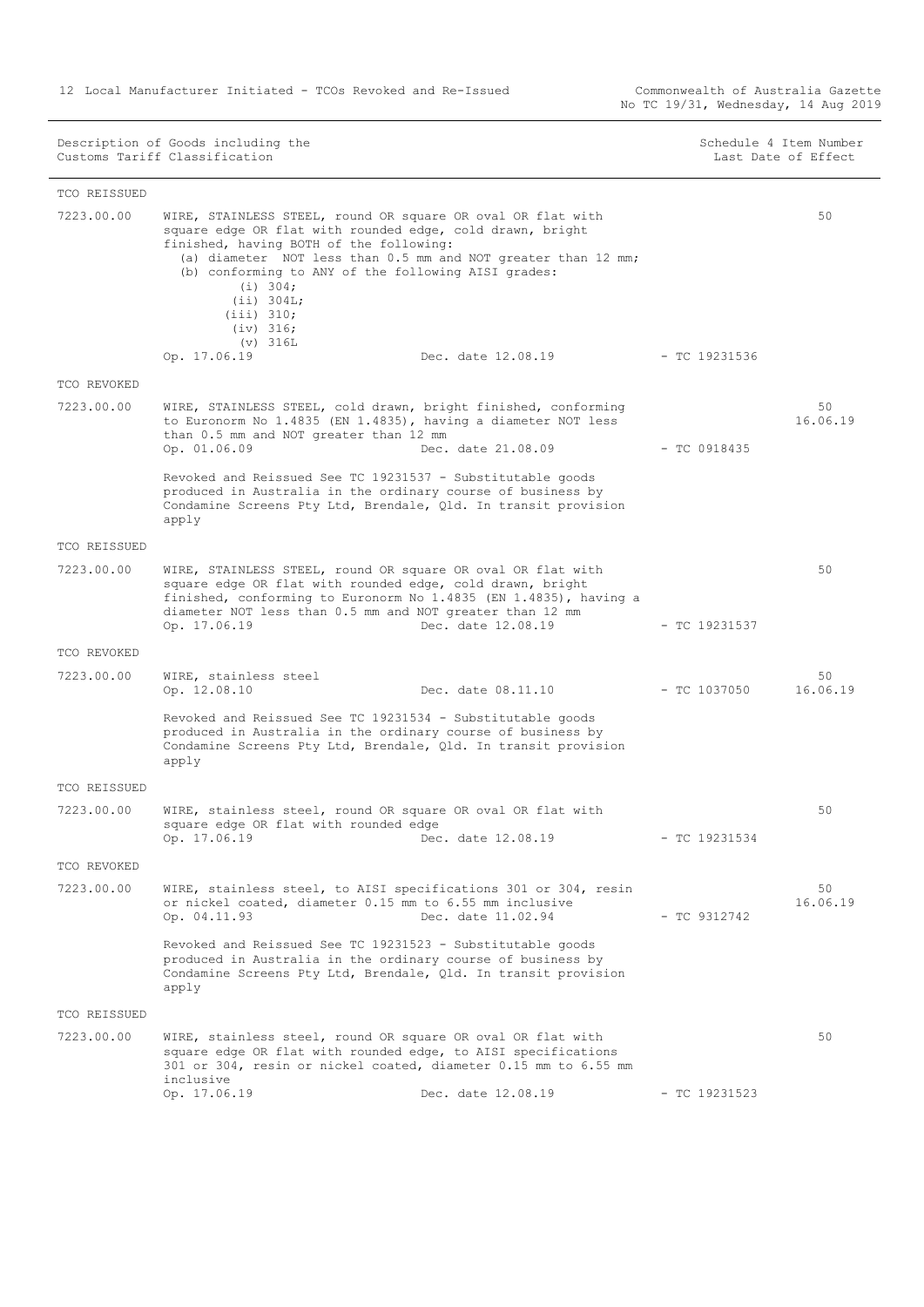| Description of Goods including the Customs Tariff Classification | | | Schedule 4 Item Number Last Date of Effect |
|---|---|---|---|
| **TCO REISSUED** | | | |
| 7223.00.00 | WIRE, STAINLESS STEEL, round OR square OR oval OR flat with square edge OR flat with rounded edge, cold drawn, bright finished, having BOTH of the following:<br>(a) diameter NOT less than 0.5 mm and NOT greater than 12 mm;<br>(b) conforming to ANY of the following AISI grades:<br>(i) 304;<br>(ii) 304L;<br>(iii) 310;<br>(iv) 316;<br>(v) 316L<br>Op. 17.06.19 Dec. date 12.08.19 | - TC 19231536 | 50 |
| **TCO REVOKED** | | | |
| 7223.00.00 | WIRE, STAINLESS STEEL, cold drawn, bright finished, conforming to Euronorm No 1.4835 (EN 1.4835), having a diameter NOT less than 0.5 mm and NOT greater than 12 mm<br>Op. 01.06.09 Dec. date 21.08.09<br><br>Revoked and Reissued See TC 19231537 - Substitutable goods produced in Australia in the ordinary course of business by Condamine Screens Pty Ltd, Brendale, Qld. In transit provision apply | - TC 0918435 | 50<br>16.06.19 |
| **TCO REISSUED** | | | |
| 7223.00.00 | WIRE, STAINLESS STEEL, round OR square OR oval OR flat with square edge OR flat with rounded edge, cold drawn, bright finished, conforming to Euronorm No 1.4835 (EN 1.4835), having a diameter NOT less than 0.5 mm and NOT greater than 12 mm<br>Op. 17.06.19 Dec. date 12.08.19 | - TC 19231537 | 50 |
| **TCO REVOKED** | | | |
| 7223.00.00 | WIRE, stainless steel<br>Op. 12.08.10 Dec. date 08.11.10<br><br>Revoked and Reissued See TC 19231534 - Substitutable goods produced in Australia in the ordinary course of business by Condamine Screens Pty Ltd, Brendale, Qld. In transit provision apply | - TC 1037050 | 50<br>16.06.19 |
| **TCO REISSUED** | | | |
| 7223.00.00 | WIRE, stainless steel, round OR square OR oval OR flat with square edge OR flat with rounded edge<br>Op. 17.06.19 Dec. date 12.08.19 | - TC 19231534 | 50 |
| **TCO REVOKED** | | | |
| 7223.00.00 | WIRE, stainless steel, to AISI specifications 301 or 304, resin or nickel coated, diameter 0.15 mm to 6.55 mm inclusive<br>Op. 04.11.93 Dec. date 11.02.94<br><br>Revoked and Reissued See TC 19231523 - Substitutable goods produced in Australia in the ordinary course of business by Condamine Screens Pty Ltd, Brendale, Qld. In transit provision apply | - TC 9312742 | 50<br>16.06.19 |
| **TCO REISSUED** | | | |
| 7223.00.00 | WIRE, stainless steel, round OR square OR oval OR flat with square edge OR flat with rounded edge, to AISI specifications 301 or 304, resin or nickel coated, diameter 0.15 mm to 6.55 mm inclusive<br>Op. 17.06.19 Dec. date 12.08.19 | - TC 19231523 | 50 |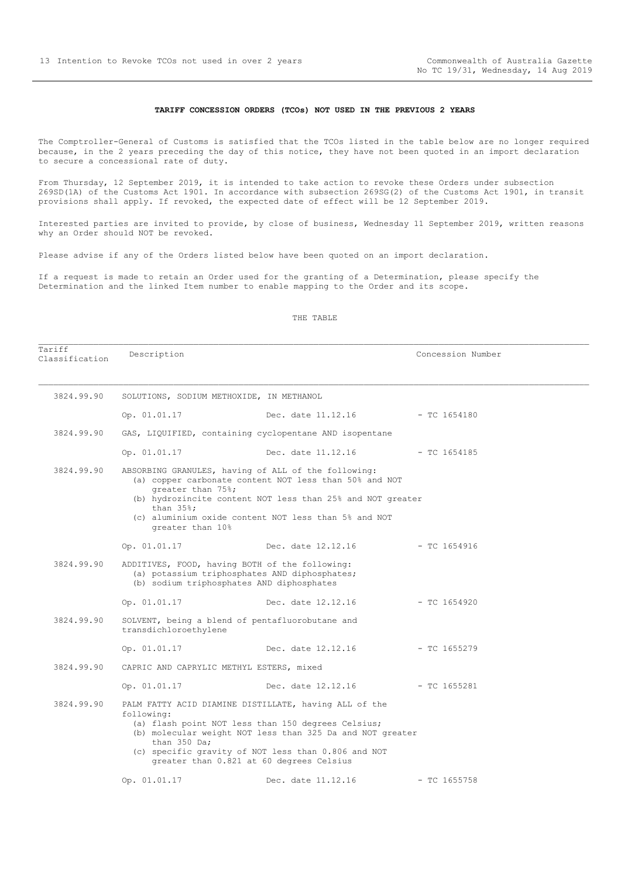**TARIFF CONCESSION ORDERS (TCOs) NOT USED IN THE PREVIOUS 2 YEARS**

The Comptroller-General of Customs is satisfied that the TCOs listed in the table below are no longer required because, in the 2 years preceding the day of this notice, they have not been quoted in an import declaration to secure a concessional rate of duty.

From Thursday, 12 September 2019, it is intended to take action to revoke these Orders under subsection 269SD(1A) of the Customs Act 1901. In accordance with subsection 269SG(2) of the Customs Act 1901, in transit provisions shall apply. If revoked, the expected date of effect will be 12 September 2019.

Interested parties are invited to provide, by close of business, Wednesday 11 September 2019, written reasons why an Order should NOT be revoked.

Please advise if any of the Orders listed below have been quoted on an import declaration.

If a request is made to retain an Order used for the granting of a Determination, please specify the Determination and the linked Item number to enable mapping to the Order and its scope.

THE TABLE

| Tariff Classification | Description | | Concession Number |
|---|---|---|---|
| 3824.99.90 | SOLUTIONS, SODIUM METHOXIDE, IN METHANOL | | |
| | Op. 01.01.17 | Dec. date 11.12.16 | - TC 1654180 |
| 3824.99.90 | GAS, LIQUIFIED, containing cyclopentane AND isopentane | | |
| | Op. 01.01.17 | Dec. date 11.12.16 | - TC 1654185 |
| 3824.99.90 | ABSORBING GRANULES, having of ALL of the following:<br>(a) copper carbonate content NOT less than 50% and NOT greater than 75%;<br>(b) hydrozincite content NOT less than 25% and NOT greater than 35%;<br>(c) aluminium oxide content NOT less than 5% and NOT greater than 10% | | |
| | Op. 01.01.17 | Dec. date 12.12.16 | - TC 1654916 |
| 3824.99.90 | ADDITIVES, FOOD, having BOTH of the following:<br>(a) potassium triphosphates AND diphosphates;<br>(b) sodium triphosphates AND diphosphates | | |
| | Op. 01.01.17 | Dec. date 12.12.16 | - TC 1654920 |
| 3824.99.90 | SOLVENT, being a blend of pentafluorobutane and transdichloroethylene | | |
| | Op. 01.01.17 | Dec. date 12.12.16 | - TC 1655279 |
| 3824.99.90 | CAPRIC AND CAPRYLIC METHYL ESTERS, mixed | | |
| | Op. 01.01.17 | Dec. date 12.12.16 | - TC 1655281 |
| 3824.99.90 | PALM FATTY ACID DIAMINE DISTILLATE, having ALL of the following:<br>(a) flash point NOT less than 150 degrees Celsius;<br>(b) molecular weight NOT less than 325 Da and NOT greater than 350 Da;<br>(c) specific gravity of NOT less than 0.806 and NOT greater than 0.821 at 60 degrees Celsius | | |
| | Op. 01.01.17 | Dec. date 11.12.16 | - TC 1655758 |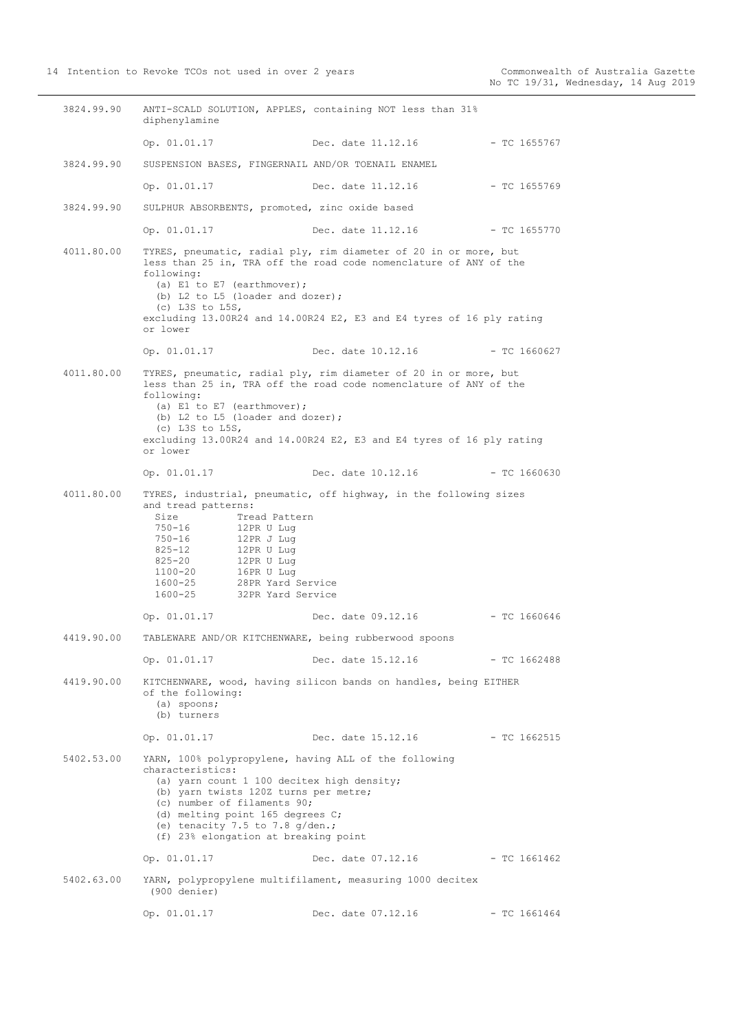3824.99.90 ANTI-SCALD SOLUTION, APPLES, containing NOT less than 31% diphenylamine

Op. 01.01.17 Dec. date 11.12.16 - TC 1655767

3824.99.90 SUSPENSION BASES, FINGERNAIL AND/OR TOENAIL ENAMEL

Op. 01.01.17 Dec. date 11.12.16 - TC 1655769

3824.99.90 SULPHUR ABSORBENTS, promoted, zinc oxide based

Op. 01.01.17 Dec. date 11.12.16 - TC 1655770

4011.80.00 TYRES, pneumatic, radial ply, rim diameter of 20 in or more, but less than 25 in, TRA off the road code nomenclature of ANY of the following:

(a) E1 to E7 (earthmover);
(b) L2 to L5 (loader and dozer);
(c) L3S to L5S,

excluding 13.00R24 and 14.00R24 E2, E3 and E4 tyres of 16 ply rating or lower

Op. 01.01.17 Dec. date 10.12.16 - TC 1660627

4011.80.00 TYRES, pneumatic, radial ply, rim diameter of 20 in or more, but less than 25 in, TRA off the road code nomenclature of ANY of the following:

(a) E1 to E7 (earthmover);
(b) L2 to L5 (loader and dozer);
(c) L3S to L5S,

excluding 13.00R24 and 14.00R24 E2, E3 and E4 tyres of 16 ply rating or lower

Op. 01.01.17 Dec. date 10.12.16 - TC 1660630

4011.80.00 TYRES, industrial, pneumatic, off highway, in the following sizes and tread patterns:

| Size | Tread Pattern |
|---|---|
| 750-16 | 12PR U Lug |
| 750-16 | 12PR J Lug |
| 825-12 | 12PR U Lug |
| 825-20 | 12PR U Lug |
| 1100-20 | 16PR U Lug |
| 1600-25 | 28PR Yard Service |
| 1600-25 | 32PR Yard Service |

Op. 01.01.17 Dec. date 09.12.16 - TC 1660646

4419.90.00 TABLEWARE AND/OR KITCHENWARE, being rubberwood spoons

Op. 01.01.17 Dec. date 15.12.16 - TC 1662488

4419.90.00 KITCHENWARE, wood, having silicon bands on handles, being EITHER of the following:

(a) spoons;
(b) turners

Op. 01.01.17 Dec. date 15.12.16 - TC 1662515

5402.53.00 YARN, 100% polypropylene, having ALL of the following characteristics:

(a) yarn count 1 100 decitex high density;
(b) yarn twists 120Z turns per metre;
(c) number of filaments 90;
(d) melting point 165 degrees C;
(e) tenacity 7.5 to 7.8 g/den.;
(f) 23% elongation at breaking point

Op. 01.01.17 Dec. date 07.12.16 - TC 1661462

5402.63.00 YARN, polypropylene multifilament, measuring 1000 decitex (900 denier)

Op. 01.01.17 Dec. date 07.12.16 - TC 1661464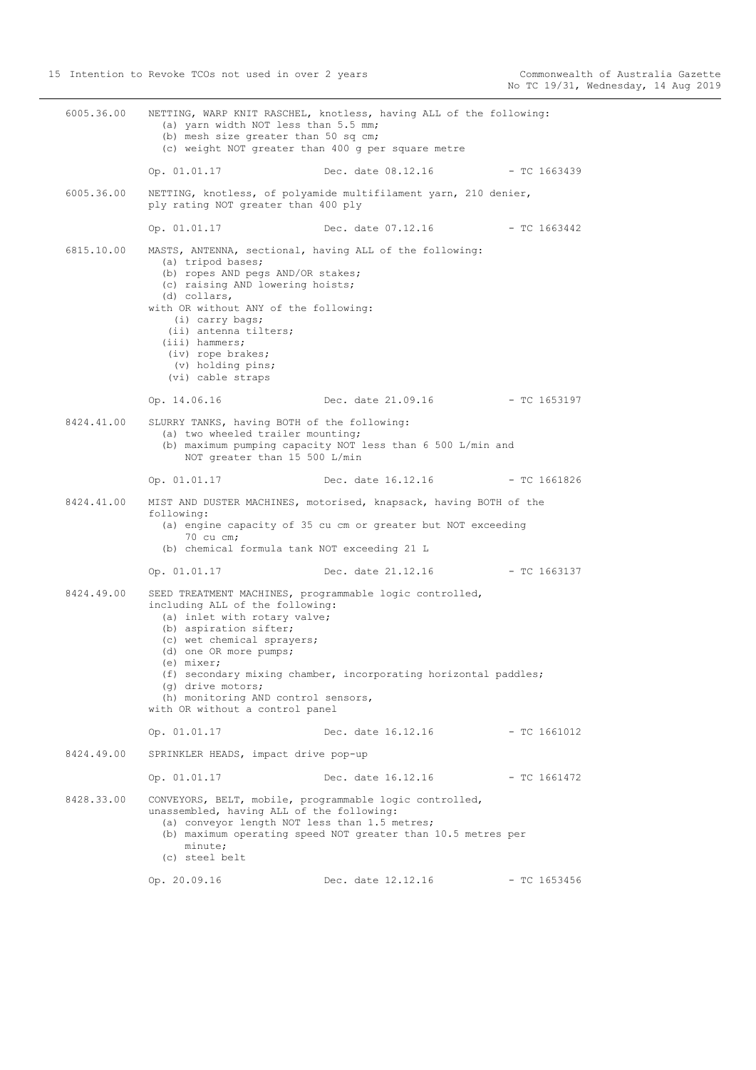6005.36.00 NETTING, WARP KNIT RASCHEL, knotless, having ALL of the following:
(a) yarn width NOT less than 5.5 mm;
(b) mesh size greater than 50 sq cm;
(c) weight NOT greater than 400 g per square metre

Op. 01.01.17 Dec. date 08.12.16 - TC 1663439

6005.36.00 NETTING, knotless, of polyamide multifilament yarn, 210 denier, ply rating NOT greater than 400 ply

Op. 01.01.17 Dec. date 07.12.16 - TC 1663442

6815.10.00 MASTS, ANTENNA, sectional, having ALL of the following:
(a) tripod bases;
(b) ropes AND pegs AND/OR stakes;
(c) raising AND lowering hoists;
(d) collars,
with OR without ANY of the following:
(i) carry bags;
(ii) antenna tilters;
(iii) hammers;
(iv) rope brakes;
(v) holding pins;
(vi) cable straps

Op. 14.06.16 Dec. date 21.09.16 - TC 1653197

8424.41.00 SLURRY TANKS, having BOTH of the following:
(a) two wheeled trailer mounting;
(b) maximum pumping capacity NOT less than 6 500 L/min and NOT greater than 15 500 L/min

Op. 01.01.17 Dec. date 16.12.16 - TC 1661826

8424.41.00 MIST AND DUSTER MACHINES, motorised, knapsack, having BOTH of the following:
(a) engine capacity of 35 cu cm or greater but NOT exceeding 70 cu cm;
(b) chemical formula tank NOT exceeding 21 L

Op. 01.01.17 Dec. date 21.12.16 - TC 1663137

8424.49.00 SEED TREATMENT MACHINES, programmable logic controlled, including ALL of the following:
(a) inlet with rotary valve;
(b) aspiration sifter;
(c) wet chemical sprayers;
(d) one OR more pumps;
(e) mixer;
(f) secondary mixing chamber, incorporating horizontal paddles;
(g) drive motors;
(h) monitoring AND control sensors,
with OR without a control panel

Op. 01.01.17 Dec. date 16.12.16 - TC 1661012

8424.49.00 SPRINKLER HEADS, impact drive pop-up

Op. 01.01.17 Dec. date 16.12.16 - TC 1661472

8428.33.00 CONVEYORS, BELT, mobile, programmable logic controlled, unassembled, having ALL of the following:
(a) conveyor length NOT less than 1.5 metres;
(b) maximum operating speed NOT greater than 10.5 metres per minute;
(c) steel belt

Op. 20.09.16 Dec. date 12.12.16 - TC 1653456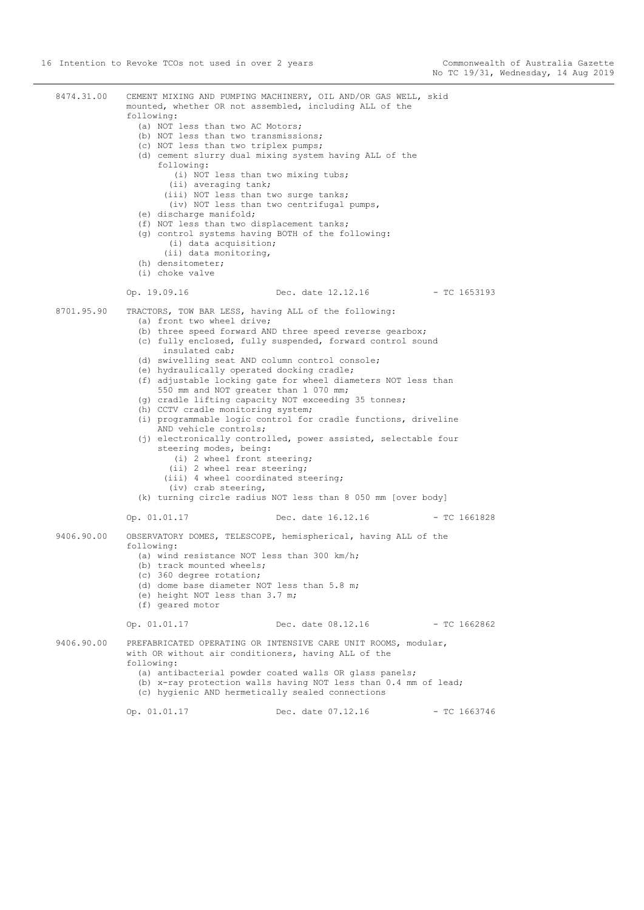**8474.31.00** CEMENT MIXING AND PUMPING MACHINERY, OIL AND/OR GAS WELL, skid mounted, whether OR not assembled, including ALL of the following:

- (a) NOT less than two AC Motors;
- (b) NOT less than two transmissions;
- (c) NOT less than two triplex pumps;
- (d) cement slurry dual mixing system having ALL of the following:
  - (i) NOT less than two mixing tubs;
  - (ii) averaging tank;
  - (iii) NOT less than two surge tanks;
  - (iv) NOT less than two centrifugal pumps,
- (e) discharge manifold;
- (f) NOT less than two displacement tanks;
- (g) control systems having BOTH of the following:
  - (i) data acquisition;
  - (ii) data monitoring,
- (h) densitometer;
- (i) choke valve

Op. 19.09.16 Dec. date 12.12.16 - TC 1653193

**8701.95.90** TRACTORS, TOW BAR LESS, having ALL of the following:

- (a) front two wheel drive;
- (b) three speed forward AND three speed reverse gearbox;
- (c) fully enclosed, fully suspended, forward control sound insulated cab;
- (d) swivelling seat AND column control console;
- (e) hydraulically operated docking cradle;
- (f) adjustable locking gate for wheel diameters NOT less than 550 mm and NOT greater than 1 070 mm;
- (g) cradle lifting capacity NOT exceeding 35 tonnes;
- (h) CCTV cradle monitoring system;
- (i) programmable logic control for cradle functions, driveline AND vehicle controls;
- (j) electronically controlled, power assisted, selectable four steering modes, being:
  - (i) 2 wheel front steering;
  - (ii) 2 wheel rear steering;
  - (iii) 4 wheel coordinated steering;
  - (iv) crab steering,
- (k) turning circle radius NOT less than 8 050 mm [over body]

Op. 01.01.17 Dec. date 16.12.16 - TC 1661828

**9406.90.00** OBSERVATORY DOMES, TELESCOPE, hemispherical, having ALL of the following:

- (a) wind resistance NOT less than 300 km/h;
- (b) track mounted wheels;
- (c) 360 degree rotation;
- (d) dome base diameter NOT less than 5.8 m;
- (e) height NOT less than 3.7 m;
- (f) geared motor

Op. 01.01.17 Dec. date 08.12.16 - TC 1662862

**9406.90.00** PREFABRICATED OPERATING OR INTENSIVE CARE UNIT ROOMS, modular, with OR without air conditioners, having ALL of the following:

- (a) antibacterial powder coated walls OR glass panels;
- (b) x-ray protection walls having NOT less than 0.4 mm of lead;
- (c) hygienic AND hermetically sealed connections

Op. 01.01.17 Dec. date 07.12.16 - TC 1663746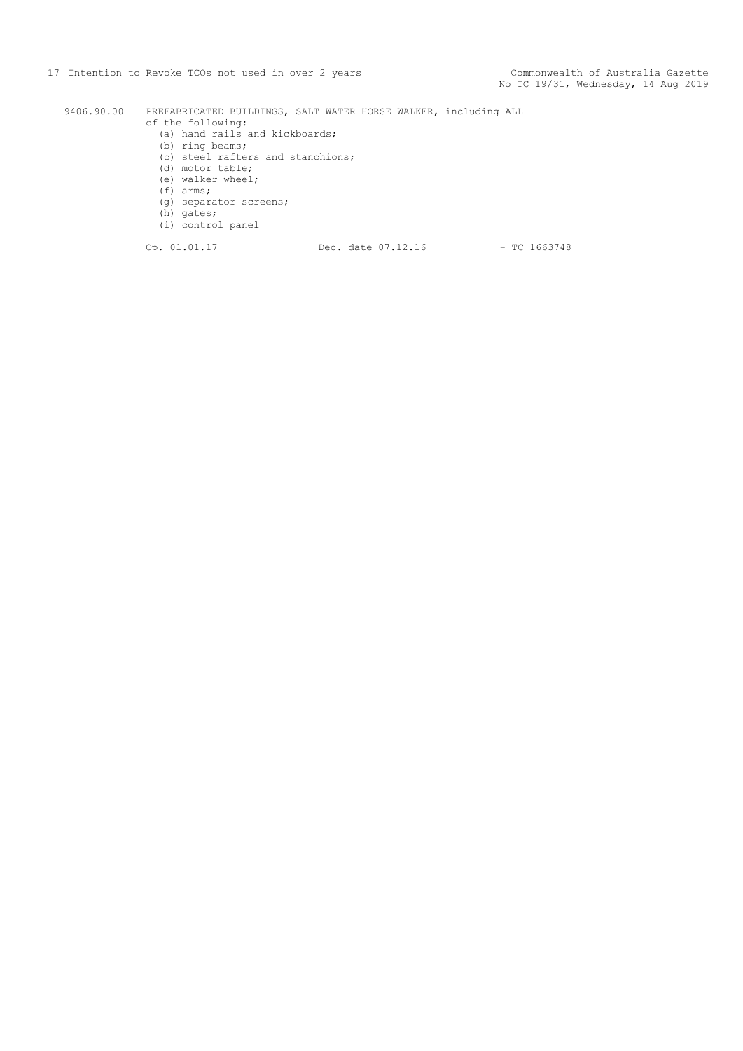9406.90.00 PREFABRICATED BUILDINGS, SALT WATER HORSE WALKER, including ALL of the following:

(a) hand rails and kickboards;
(b) ring beams;
(c) steel rafters and stanchions;
(d) motor table;
(e) walker wheel;
(f) arms;
(g) separator screens;
(h) gates;
(i) control panel

Op. 01.01.17 Dec. date 07.12.16 - TC 1663748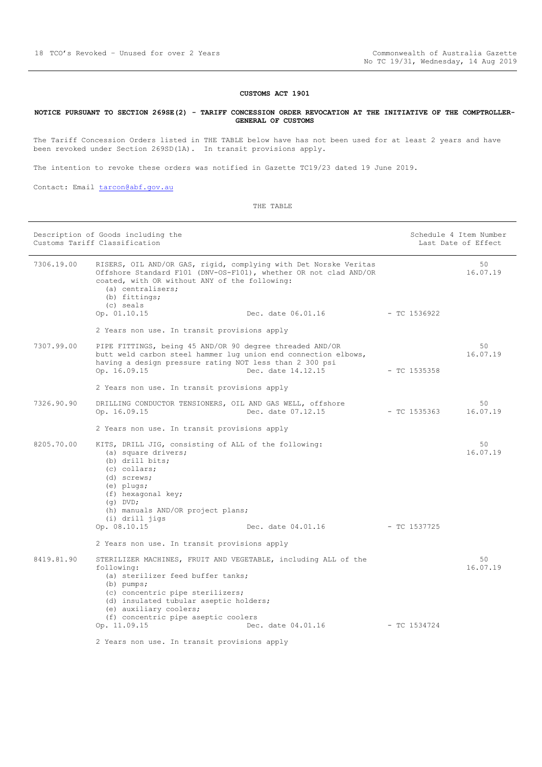**CUSTOMS ACT 1901**

**NOTICE PURSUANT TO SECTION 269SE(2) - TARIFF CONCESSION ORDER REVOCATION AT THE INITIATIVE OF THE COMPTROLLER-GENERAL OF CUSTOMS**

The Tariff Concession Orders listed in THE TABLE below have has not been used for at least 2 years and have been revoked under Section 269SD(1A). In transit provisions apply.

The intention to revoke these orders was notified in Gazette TC19/23 dated 19 June 2019.

Contact: Email tarcon@abf.gov.au

THE TABLE

| Description of Goods including the Customs Tariff Classification | | | | Schedule 4 Item Number Last Date of Effect |
|---|---|---|---|---|
| 7306.19.00 | RISERS, OIL AND/OR GAS, rigid, complying with Det Norske Veritas Offshore Standard F101 (DNV-OS-F101), whether OR not clad AND/OR coated, with OR without ANY of the following:<br>(a) centralisers;<br>(b) fittings;<br>(c) seals<br>Op. 01.10.15 | Dec. date 06.01.16 | - TC 1536922 | 50<br>16.07.19 |
| | 2 Years non use. In transit provisions apply | | | |
| 7307.99.00 | PIPE FITTINGS, being 45 AND/OR 90 degree threaded AND/OR butt weld carbon steel hammer lug union end connection elbows, having a design pressure rating NOT less than 2 300 psi<br>Op. 16.09.15 | Dec. date 14.12.15 | - TC 1535358 | 50<br>16.07.19 |
| | 2 Years non use. In transit provisions apply | | | |
| 7326.90.90 | DRILLING CONDUCTOR TENSIONERS, OIL AND GAS WELL, offshore<br>Op. 16.09.15 | Dec. date 07.12.15 | - TC 1535363 | 50<br>16.07.19 |
| | 2 Years non use. In transit provisions apply | | | |
| 8205.70.00 | KITS, DRILL JIG, consisting of ALL of the following:<br>(a) square drivers;<br>(b) drill bits;<br>(c) collars;<br>(d) screws;<br>(e) plugs;<br>(f) hexagonal key;<br>(g) DVD;<br>(h) manuals AND/OR project plans;<br>(i) drill jigs<br>Op. 08.10.15 | Dec. date 04.01.16 | - TC 1537725 | 50<br>16.07.19 |
| | 2 Years non use. In transit provisions apply | | | |
| 8419.81.90 | STERILIZER MACHINES, FRUIT AND VEGETABLE, including ALL of the following:<br>(a) sterilizer feed buffer tanks;<br>(b) pumps;<br>(c) concentric pipe sterilizers;<br>(d) insulated tubular aseptic holders;<br>(e) auxiliary coolers;<br>(f) concentric pipe aseptic coolers<br>Op. 11.09.15 | Dec. date 04.01.16 | - TC 1534724 | 50<br>16.07.19 |
| | 2 Years non use. In transit provisions apply | | | |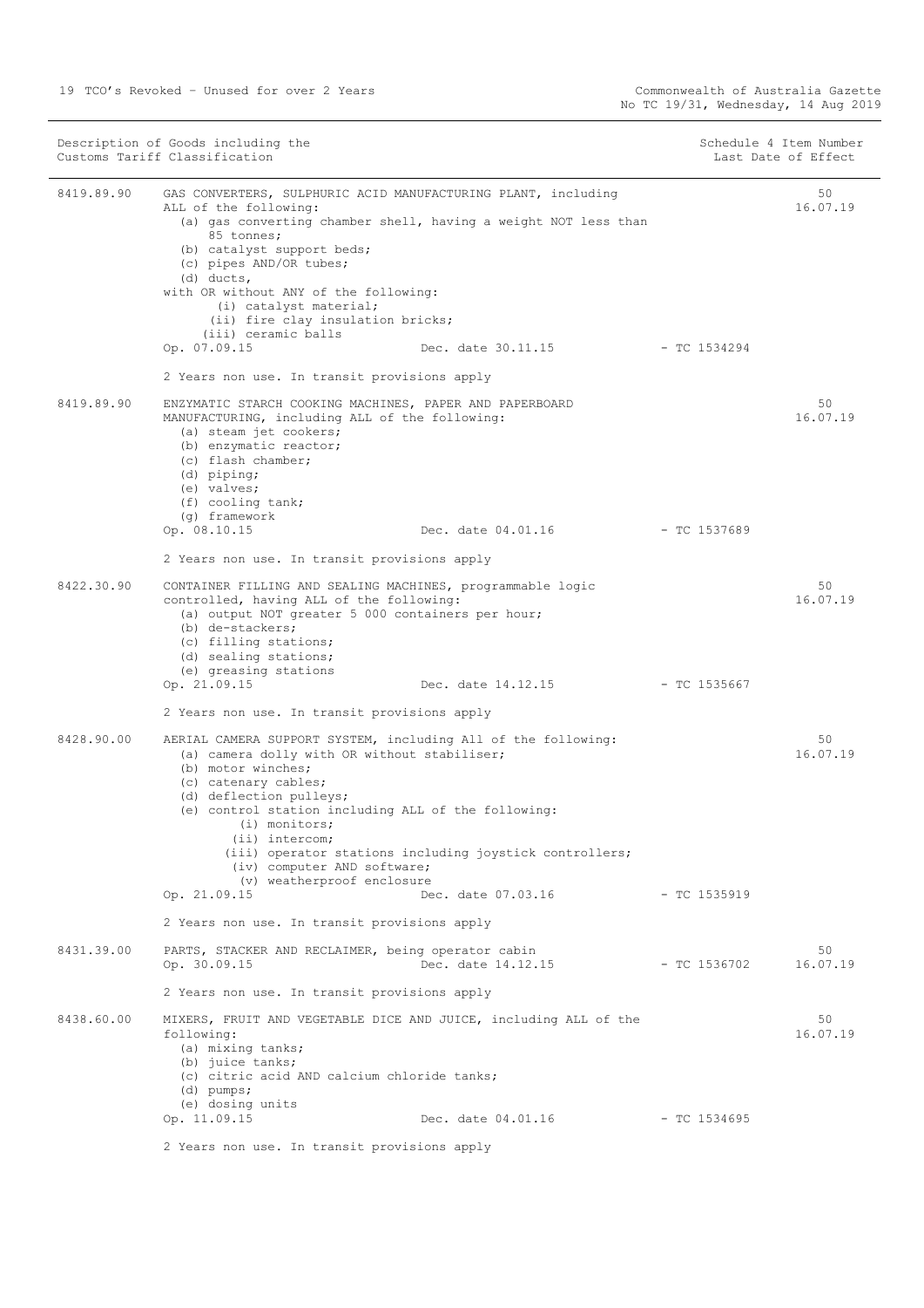| Description of Goods including the Customs Tariff Classification | | | Schedule 4 Item Number Last Date of Effect |
|---|---|---|---|
| 8419.89.90 | GAS CONVERTERS, SULPHURIC ACID MANUFACTURING PLANT, including ALL of the following:<br>(a) gas converting chamber shell, having a weight NOT less than 85 tonnes;<br>(b) catalyst support beds;<br>(c) pipes AND/OR tubes;<br>(d) ducts,<br>with OR without ANY of the following:<br>(i) catalyst material;<br>(ii) fire clay insulation bricks;<br>(iii) ceramic balls<br>Op. 07.09.15 Dec. date 30.11.15 - TC 1534294<br><br>2 Years non use. In transit provisions apply | | 50<br>16.07.19 |
| 8419.89.90 | ENZYMATIC STARCH COOKING MACHINES, PAPER AND PAPERBOARD MANUFACTURING, including ALL of the following:<br>(a) steam jet cookers;<br>(b) enzymatic reactor;<br>(c) flash chamber;<br>(d) piping;<br>(e) valves;<br>(f) cooling tank;<br>(g) framework<br>Op. 08.10.15 Dec. date 04.01.16 - TC 1537689<br><br>2 Years non use. In transit provisions apply | | 50<br>16.07.19 |
| 8422.30.90 | CONTAINER FILLING AND SEALING MACHINES, programmable logic controlled, having ALL of the following:<br>(a) output NOT greater 5 000 containers per hour;<br>(b) de-stackers;<br>(c) filling stations;<br>(d) sealing stations;<br>(e) greasing stations<br>Op. 21.09.15 Dec. date 14.12.15 - TC 1535667<br><br>2 Years non use. In transit provisions apply | | 50<br>16.07.19 |
| 8428.90.00 | AERIAL CAMERA SUPPORT SYSTEM, including All of the following:<br>(a) camera dolly with OR without stabiliser;<br>(b) motor winches;<br>(c) catenary cables;<br>(d) deflection pulleys;<br>(e) control station including ALL of the following:<br>(i) monitors;<br>(ii) intercom;<br>(iii) operator stations including joystick controllers;<br>(iv) computer AND software;<br>(v) weatherproof enclosure<br>Op. 21.09.15 Dec. date 07.03.16 - TC 1535919<br><br>2 Years non use. In transit provisions apply | | 50<br>16.07.19 |
| 8431.39.00 | PARTS, STACKER AND RECLAIMER, being operator cabin<br>Op. 30.09.15 Dec. date 14.12.15 - TC 1536702<br><br>2 Years non use. In transit provisions apply | | 50<br>16.07.19 |
| 8438.60.00 | MIXERS, FRUIT AND VEGETABLE DICE AND JUICE, including ALL of the following:<br>(a) mixing tanks;<br>(b) juice tanks;<br>(c) citric acid AND calcium chloride tanks;<br>(d) pumps;<br>(e) dosing units<br>Op. 11.09.15 Dec. date 04.01.16 - TC 1534695<br><br>2 Years non use. In transit provisions apply | | 50<br>16.07.19 |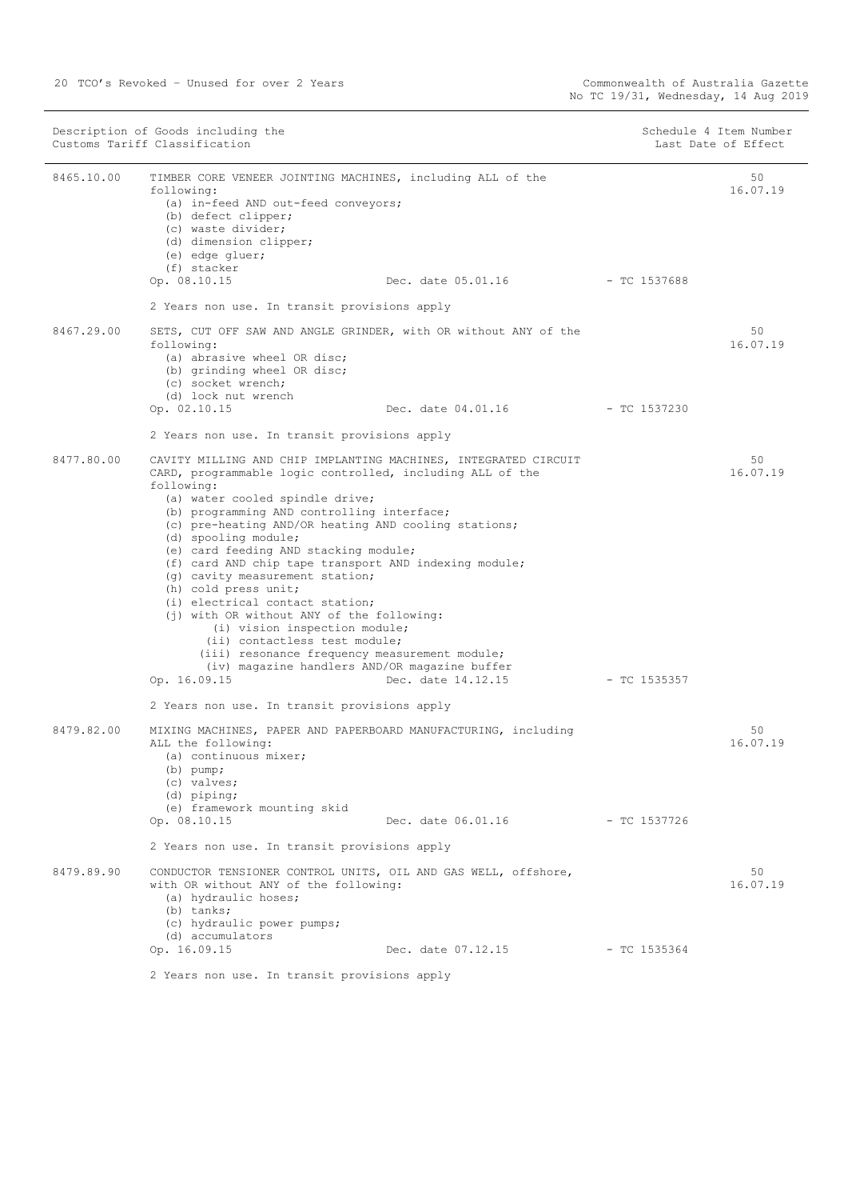| Description of Goods including the Customs Tariff Classification | | | Schedule 4 Item Number Last Date of Effect |
|---|---|---|---|
| 8465.10.00 | TIMBER CORE VENEER JOINTING MACHINES, including ALL of the following:<br>(a) in-feed AND out-feed conveyors;<br>(b) defect clipper;<br>(c) waste divider;<br>(d) dimension clipper;<br>(e) edge gluer;<br>(f) stacker<br>Op. 08.10.15 Dec. date 05.01.16 - TC 1537688<br><br>2 Years non use. In transit provisions apply | | 50<br>16.07.19 |
| 8467.29.00 | SETS, CUT OFF SAW AND ANGLE GRINDER, with OR without ANY of the following:<br>(a) abrasive wheel OR disc;<br>(b) grinding wheel OR disc;<br>(c) socket wrench;<br>(d) lock nut wrench<br>Op. 02.10.15 Dec. date 04.01.16 - TC 1537230<br><br>2 Years non use. In transit provisions apply | | 50<br>16.07.19 |
| 8477.80.00 | CAVITY MILLING AND CHIP IMPLANTING MACHINES, INTEGRATED CIRCUIT CARD, programmable logic controlled, including ALL of the following:<br>(a) water cooled spindle drive;<br>(b) programming AND controlling interface;<br>(c) pre-heating AND/OR heating AND cooling stations;<br>(d) spooling module;<br>(e) card feeding AND stacking module;<br>(f) card AND chip tape transport AND indexing module;<br>(g) cavity measurement station;<br>(h) cold press unit;<br>(i) electrical contact station;<br>(j) with OR without ANY of the following:<br>(i) vision inspection module;<br>(ii) contactless test module;<br>(iii) resonance frequency measurement module;<br>(iv) magazine handlers AND/OR magazine buffer<br>Op. 16.09.15 Dec. date 14.12.15 - TC 1535357<br><br>2 Years non use. In transit provisions apply | | 50<br>16.07.19 |
| 8479.82.00 | MIXING MACHINES, PAPER AND PAPERBOARD MANUFACTURING, including ALL the following:<br>(a) continuous mixer;<br>(b) pump;<br>(c) valves;<br>(d) piping;<br>(e) framework mounting skid<br>Op. 08.10.15 Dec. date 06.01.16 - TC 1537726<br><br>2 Years non use. In transit provisions apply | | 50<br>16.07.19 |
| 8479.89.90 | CONDUCTOR TENSIONER CONTROL UNITS, OIL AND GAS WELL, offshore, with OR without ANY of the following:<br>(a) hydraulic hoses;<br>(b) tanks;<br>(c) hydraulic power pumps;<br>(d) accumulators<br>Op. 16.09.15 Dec. date 07.12.15 - TC 1535364<br><br>2 Years non use. In transit provisions apply | | 50<br>16.07.19 |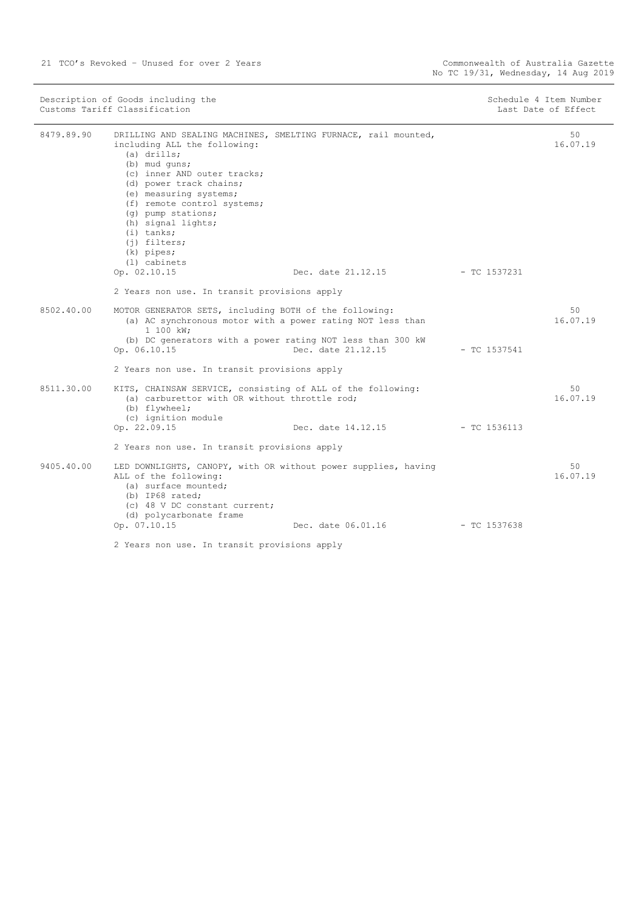| Description of Goods including the Customs Tariff Classification | | | | Schedule 4 Item Number Last Date of Effect |
|---|---|---|---|---|
| 8479.89.90 | DRILLING AND SEALING MACHINES, SMELTING FURNACE, rail mounted, including ALL the following:<br>(a) drills;<br>(b) mud guns;<br>(c) inner AND outer tracks;<br>(d) power track chains;<br>(e) measuring systems;<br>(f) remote control systems;<br>(g) pump stations;<br>(h) signal lights;<br>(i) tanks;<br>(j) filters;<br>(k) pipes;<br>(l) cabinets<br>Op. 02.10.15<br><br>2 Years non use. In transit provisions apply | Dec. date 21.12.15 | - TC 1537231 | 50<br>16.07.19 |
| 8502.40.00 | MOTOR GENERATOR SETS, including BOTH of the following:<br>(a) AC synchronous motor with a power rating NOT less than 1 100 kW;<br>(b) DC generators with a power rating NOT less than 300 kW<br>Op. 06.10.15<br><br>2 Years non use. In transit provisions apply | Dec. date 21.12.15 | - TC 1537541 | 50<br>16.07.19 |
| 8511.30.00 | KITS, CHAINSAW SERVICE, consisting of ALL of the following:<br>(a) carburettor with OR without throttle rod;<br>(b) flywheel;<br>(c) ignition module<br>Op. 22.09.15<br><br>2 Years non use. In transit provisions apply | Dec. date 14.12.15 | - TC 1536113 | 50<br>16.07.19 |
| 9405.40.00 | LED DOWNLIGHTS, CANOPY, with OR without power supplies, having ALL of the following:<br>(a) surface mounted;<br>(b) IP68 rated;<br>(c) 48 V DC constant current;<br>(d) polycarbonate frame<br>Op. 07.10.15<br><br>2 Years non use. In transit provisions apply | Dec. date 06.01.16 | - TC 1537638 | 50<br>16.07.19 |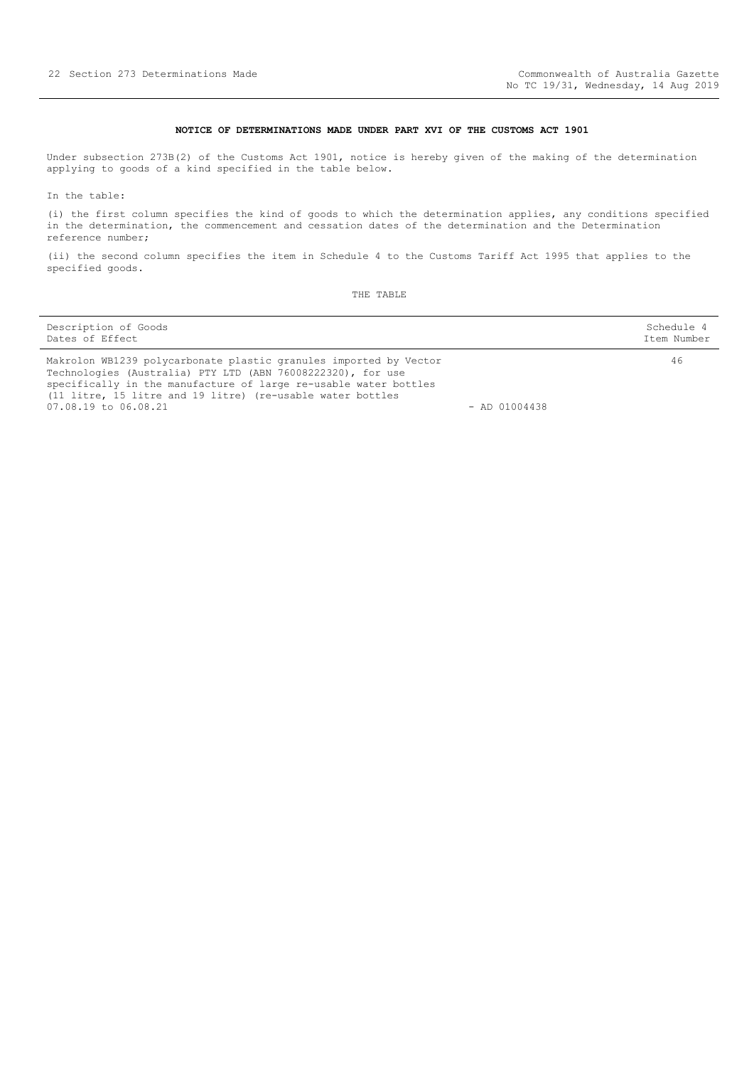## NOTICE OF DETERMINATIONS MADE UNDER PART XVI OF THE CUSTOMS ACT 1901

Under subsection 273B(2) of the Customs Act 1901, notice is hereby given of the making of the determination applying to goods of a kind specified in the table below.

In the table:

(i) the first column specifies the kind of goods to which the determination applies, any conditions specified in the determination, the commencement and cessation dates of the determination and the Determination reference number;

(ii) the second column specifies the item in Schedule 4 to the Customs Tariff Act 1995 that applies to the specified goods.

THE TABLE

| Description of Goods<br>Dates of Effect | Schedule 4<br>Item Number |
|---|---|
| Makrolon WB1239 polycarbonate plastic granules imported by Vector Technologies (Australia) PTY LTD (ABN 76008222320), for use specifically in the manufacture of large re-usable water bottles (11 litre, 15 litre and 19 litre) (re-usable water bottles<br>07.08.19 to 06.08.21 - AD 01004438 | 46 |